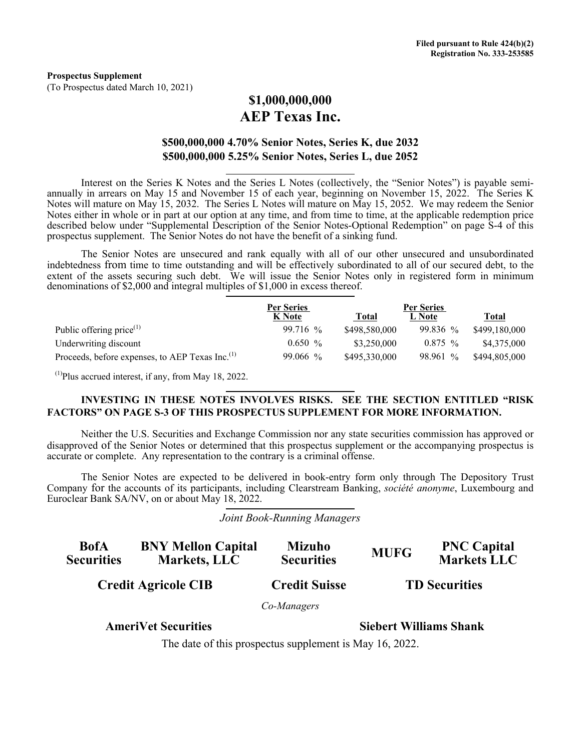**Filed pursuant to Rule 424(b)(2)**
**Registration No. 333-253585**

**Prospectus Supplement**
(To Prospectus dated March 10, 2021)

# $1,000,000,000
# AEP Texas Inc.

## $500,000,000 4.70% Senior Notes, Series K, due 2032
## $500,000,000 5.25% Senior Notes, Series L, due 2052

Interest on the Series K Notes and the Series L Notes (collectively, the "Senior Notes") is payable semi-annually in arrears on May 15 and November 15 of each year, beginning on November 15, 2022. The Series K Notes will mature on May 15, 2032. The Series L Notes will mature on May 15, 2052. We may redeem the Senior Notes either in whole or in part at our option at any time, and from time to time, at the applicable redemption price described below under "Supplemental Description of the Senior Notes-Optional Redemption" on page S-4 of this prospectus supplement. The Senior Notes do not have the benefit of a sinking fund.

The Senior Notes are unsecured and rank equally with all of our other unsecured and unsubordinated indebtedness from time to time outstanding and will be effectively subordinated to all of our secured debt, to the extent of the assets securing such debt. We will issue the Senior Notes only in registered form in minimum denominations of $2,000 and integral multiples of $1,000 in excess thereof.

| | Per Series K Note | Total | Per Series L Note | Total |
|---|---|---|---|---|
| Public offering price[(1)] | 99.716 % | $498,580,000 | 99.836 % | $499,180,000 |
| Underwriting discount | 0.650 % | $3,250,000 | 0.875 % | $4,375,000 |
| Proceeds, before expenses, to AEP Texas Inc.[(1)] | 99.066 % | $495,330,000 | 98.961 % | $494,805,000 |

[(1)]Plus accrued interest, if any, from May 18, 2022.

**INVESTING IN THESE NOTES INVOLVES RISKS. SEE THE SECTION ENTITLED "RISK FACTORS" ON PAGE S-3 OF THIS PROSPECTUS SUPPLEMENT FOR MORE INFORMATION.**

Neither the U.S. Securities and Exchange Commission nor any state securities commission has approved or disapproved of the Senior Notes or determined that this prospectus supplement or the accompanying prospectus is accurate or complete. Any representation to the contrary is a criminal offense.

The Senior Notes are expected to be delivered in book-entry form only through The Depository Trust Company for the accounts of its participants, including Clearstream Banking, *société anonyme*, Luxembourg and Euroclear Bank SA/NV, on or about May 18, 2022.

*Joint Book-Running Managers*

**BofA Securities** | **BNY Mellon Capital Markets, LLC** | **Mizuho Securities** | **MUFG** | **PNC Capital Markets LLC**

**Credit Agricole CIB** | **Credit Suisse** | **TD Securities**

*Co-Managers*

**AmeriVet Securities** | **Siebert Williams Shank**

The date of this prospectus supplement is May 16, 2022.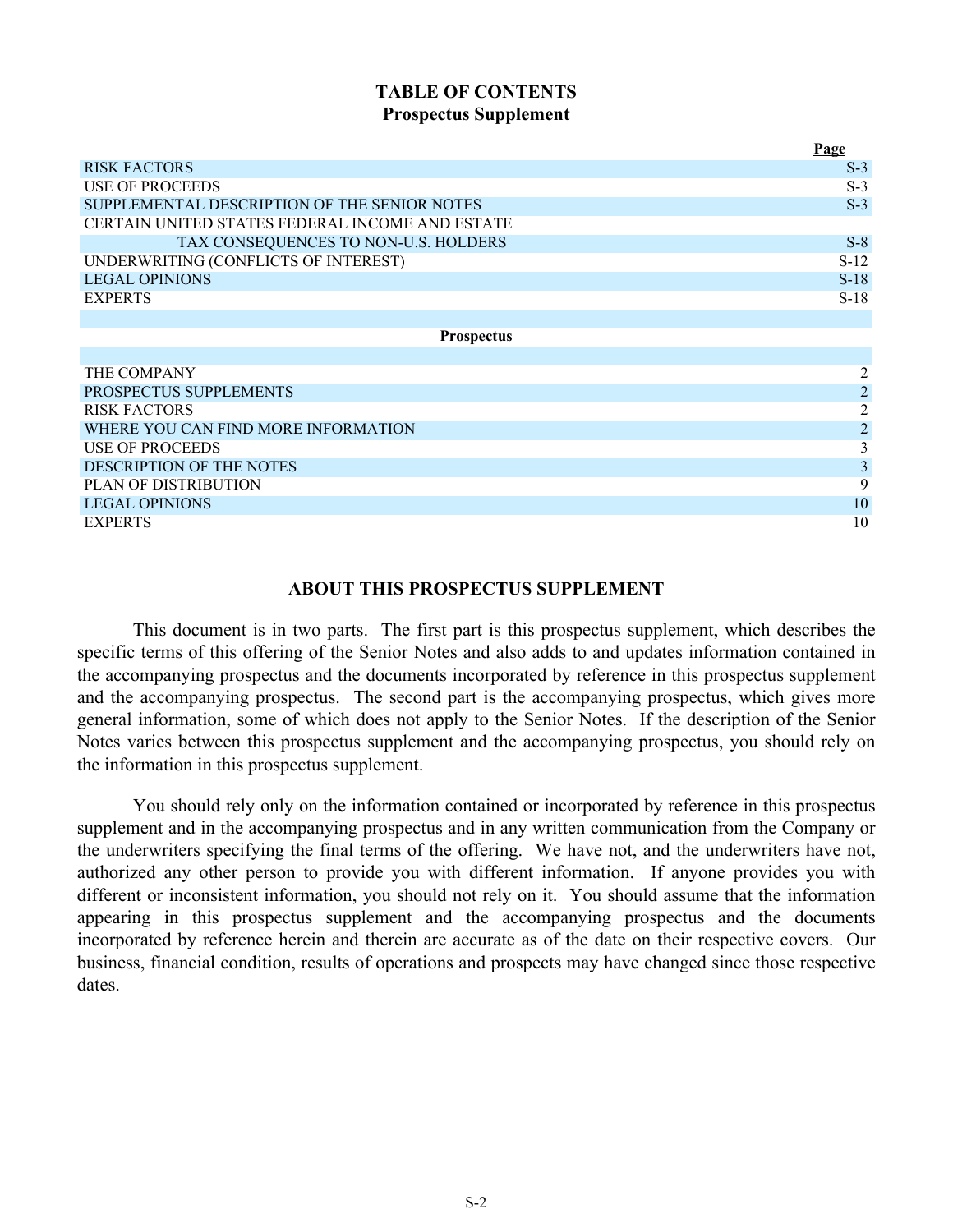# TABLE OF CONTENTS

## Prospectus Supplement

| | Page |
|---|---|
| RISK FACTORS | S-3 |
| USE OF PROCEEDS | S-3 |
| SUPPLEMENTAL DESCRIPTION OF THE SENIOR NOTES | S-3 |
| CERTAIN UNITED STATES FEDERAL INCOME AND ESTATE TAX CONSEQUENCES TO NON-U.S. HOLDERS | S-8 |
| UNDERWRITING (CONFLICTS OF INTEREST) | S-12 |
| LEGAL OPINIONS | S-18 |
| EXPERTS | S-18 |

## Prospectus

| | |
|---|---|
| THE COMPANY | 2 |
| PROSPECTUS SUPPLEMENTS | 2 |
| RISK FACTORS | 2 |
| WHERE YOU CAN FIND MORE INFORMATION | 2 |
| USE OF PROCEEDS | 3 |
| DESCRIPTION OF THE NOTES | 3 |
| PLAN OF DISTRIBUTION | 9 |
| LEGAL OPINIONS | 10 |
| EXPERTS | 10 |

## ABOUT THIS PROSPECTUS SUPPLEMENT

This document is in two parts. The first part is this prospectus supplement, which describes the specific terms of this offering of the Senior Notes and also adds to and updates information contained in the accompanying prospectus and the documents incorporated by reference in this prospectus supplement and the accompanying prospectus. The second part is the accompanying prospectus, which gives more general information, some of which does not apply to the Senior Notes. If the description of the Senior Notes varies between this prospectus supplement and the accompanying prospectus, you should rely on the information in this prospectus supplement.

You should rely only on the information contained or incorporated by reference in this prospectus supplement and in the accompanying prospectus and in any written communication from the Company or the underwriters specifying the final terms of the offering. We have not, and the underwriters have not, authorized any other person to provide you with different information. If anyone provides you with different or inconsistent information, you should not rely on it. You should assume that the information appearing in this prospectus supplement and the accompanying prospectus and the documents incorporated by reference herein and therein are accurate as of the date on their respective covers. Our business, financial condition, results of operations and prospects may have changed since those respective dates.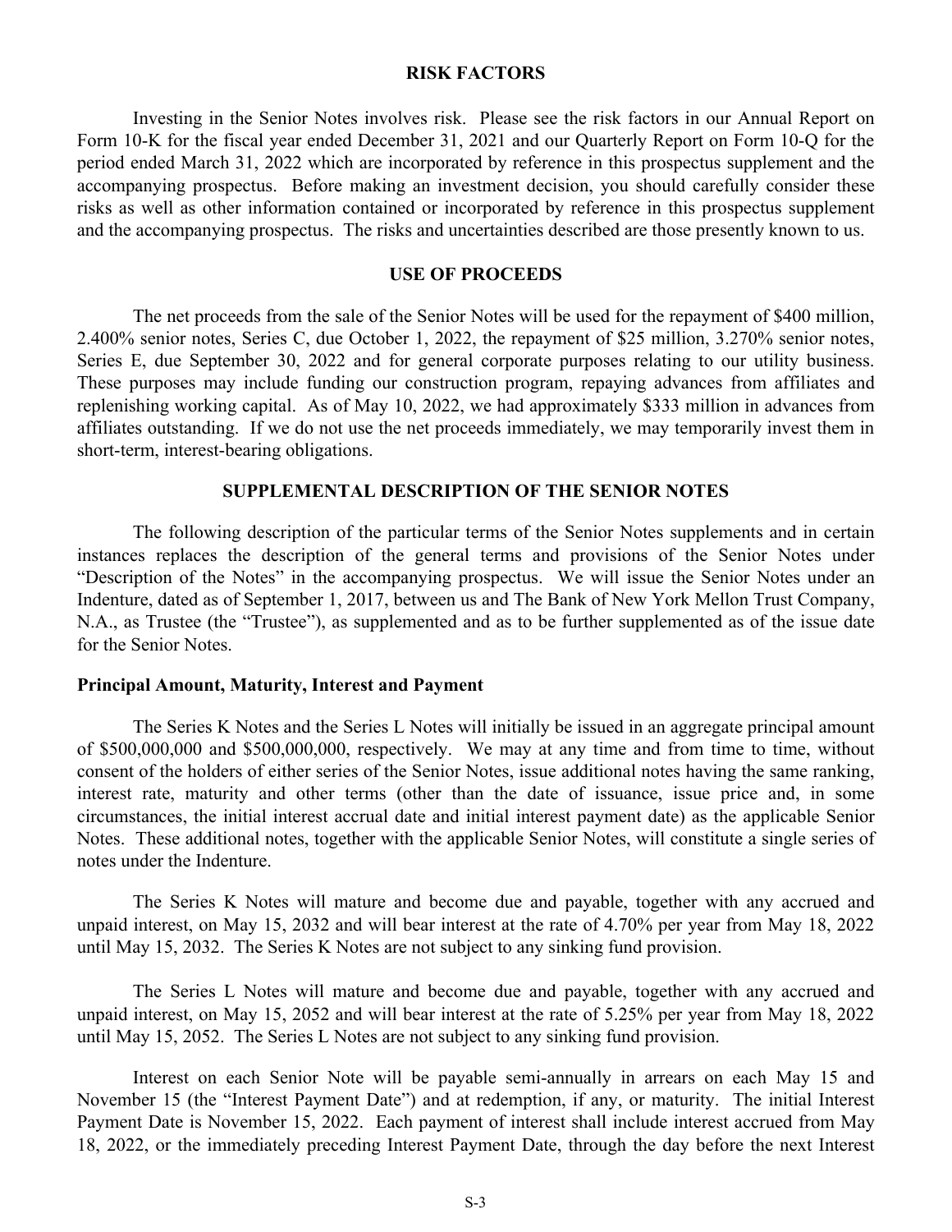## RISK FACTORS

Investing in the Senior Notes involves risk. Please see the risk factors in our Annual Report on Form 10-K for the fiscal year ended December 31, 2021 and our Quarterly Report on Form 10-Q for the period ended March 31, 2022 which are incorporated by reference in this prospectus supplement and the accompanying prospectus. Before making an investment decision, you should carefully consider these risks as well as other information contained or incorporated by reference in this prospectus supplement and the accompanying prospectus. The risks and uncertainties described are those presently known to us.

## USE OF PROCEEDS

The net proceeds from the sale of the Senior Notes will be used for the repayment of $400 million, 2.400% senior notes, Series C, due October 1, 2022, the repayment of $25 million, 3.270% senior notes, Series E, due September 30, 2022 and for general corporate purposes relating to our utility business. These purposes may include funding our construction program, repaying advances from affiliates and replenishing working capital. As of May 10, 2022, we had approximately $333 million in advances from affiliates outstanding. If we do not use the net proceeds immediately, we may temporarily invest them in short-term, interest-bearing obligations.

## SUPPLEMENTAL DESCRIPTION OF THE SENIOR NOTES

The following description of the particular terms of the Senior Notes supplements and in certain instances replaces the description of the general terms and provisions of the Senior Notes under "Description of the Notes" in the accompanying prospectus. We will issue the Senior Notes under an Indenture, dated as of September 1, 2017, between us and The Bank of New York Mellon Trust Company, N.A., as Trustee (the "Trustee"), as supplemented and as to be further supplemented as of the issue date for the Senior Notes.

### Principal Amount, Maturity, Interest and Payment

The Series K Notes and the Series L Notes will initially be issued in an aggregate principal amount of $500,000,000 and $500,000,000, respectively. We may at any time and from time to time, without consent of the holders of either series of the Senior Notes, issue additional notes having the same ranking, interest rate, maturity and other terms (other than the date of issuance, issue price and, in some circumstances, the initial interest accrual date and initial interest payment date) as the applicable Senior Notes. These additional notes, together with the applicable Senior Notes, will constitute a single series of notes under the Indenture.

The Series K Notes will mature and become due and payable, together with any accrued and unpaid interest, on May 15, 2032 and will bear interest at the rate of 4.70% per year from May 18, 2022 until May 15, 2032. The Series K Notes are not subject to any sinking fund provision.

The Series L Notes will mature and become due and payable, together with any accrued and unpaid interest, on May 15, 2052 and will bear interest at the rate of 5.25% per year from May 18, 2022 until May 15, 2052. The Series L Notes are not subject to any sinking fund provision.

Interest on each Senior Note will be payable semi-annually in arrears on each May 15 and November 15 (the "Interest Payment Date") and at redemption, if any, or maturity. The initial Interest Payment Date is November 15, 2022. Each payment of interest shall include interest accrued from May 18, 2022, or the immediately preceding Interest Payment Date, through the day before the next Interest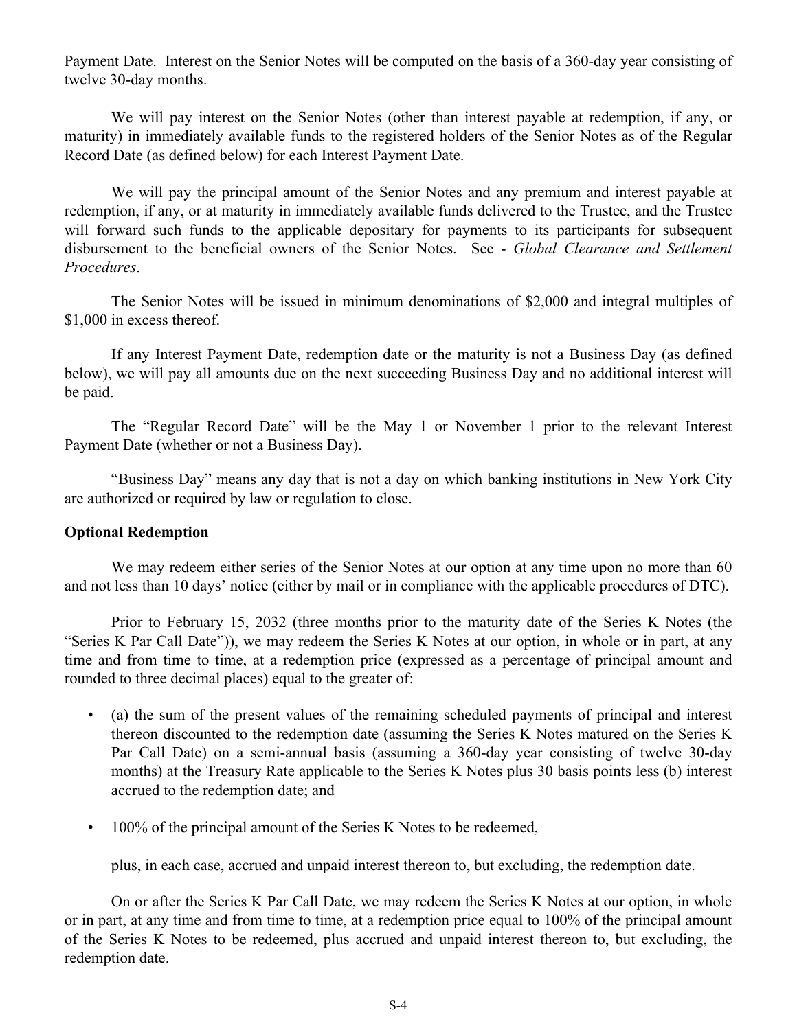Payment Date. Interest on the Senior Notes will be computed on the basis of a 360-day year consisting of twelve 30-day months.

We will pay interest on the Senior Notes (other than interest payable at redemption, if any, or maturity) in immediately available funds to the registered holders of the Senior Notes as of the Regular Record Date (as defined below) for each Interest Payment Date.

We will pay the principal amount of the Senior Notes and any premium and interest payable at redemption, if any, or at maturity in immediately available funds delivered to the Trustee, and the Trustee will forward such funds to the applicable depositary for payments to its participants for subsequent disbursement to the beneficial owners of the Senior Notes. See - *Global Clearance and Settlement Procedures*.

The Senior Notes will be issued in minimum denominations of $2,000 and integral multiples of $1,000 in excess thereof.

If any Interest Payment Date, redemption date or the maturity is not a Business Day (as defined below), we will pay all amounts due on the next succeeding Business Day and no additional interest will be paid.

The "Regular Record Date" will be the May 1 or November 1 prior to the relevant Interest Payment Date (whether or not a Business Day).

"Business Day" means any day that is not a day on which banking institutions in New York City are authorized or required by law or regulation to close.

**Optional Redemption**

We may redeem either series of the Senior Notes at our option at any time upon no more than 60 and not less than 10 days' notice (either by mail or in compliance with the applicable procedures of DTC).

Prior to February 15, 2032 (three months prior to the maturity date of the Series K Notes (the "Series K Par Call Date")), we may redeem the Series K Notes at our option, in whole or in part, at any time and from time to time, at a redemption price (expressed as a percentage of principal amount and rounded to three decimal places) equal to the greater of:

- (a) the sum of the present values of the remaining scheduled payments of principal and interest thereon discounted to the redemption date (assuming the Series K Notes matured on the Series K Par Call Date) on a semi-annual basis (assuming a 360-day year consisting of twelve 30-day months) at the Treasury Rate applicable to the Series K Notes plus 30 basis points less (b) interest accrued to the redemption date; and
- 100% of the principal amount of the Series K Notes to be redeemed,

plus, in each case, accrued and unpaid interest thereon to, but excluding, the redemption date.

On or after the Series K Par Call Date, we may redeem the Series K Notes at our option, in whole or in part, at any time and from time to time, at a redemption price equal to 100% of the principal amount of the Series K Notes to be redeemed, plus accrued and unpaid interest thereon to, but excluding, the redemption date.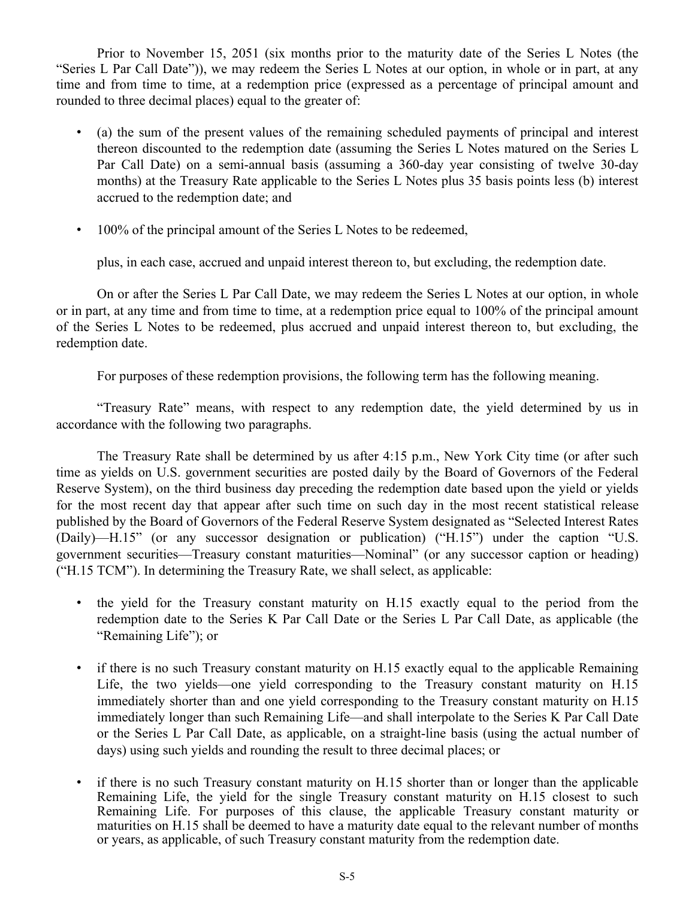Prior to November 15, 2051 (six months prior to the maturity date of the Series L Notes (the "Series L Par Call Date")), we may redeem the Series L Notes at our option, in whole or in part, at any time and from time to time, at a redemption price (expressed as a percentage of principal amount and rounded to three decimal places) equal to the greater of:

- (a) the sum of the present values of the remaining scheduled payments of principal and interest thereon discounted to the redemption date (assuming the Series L Notes matured on the Series L Par Call Date) on a semi-annual basis (assuming a 360-day year consisting of twelve 30-day months) at the Treasury Rate applicable to the Series L Notes plus 35 basis points less (b) interest accrued to the redemption date; and

- 100% of the principal amount of the Series L Notes to be redeemed,

plus, in each case, accrued and unpaid interest thereon to, but excluding, the redemption date.

On or after the Series L Par Call Date, we may redeem the Series L Notes at our option, in whole or in part, at any time and from time to time, at a redemption price equal to 100% of the principal amount of the Series L Notes to be redeemed, plus accrued and unpaid interest thereon to, but excluding, the redemption date.

For purposes of these redemption provisions, the following term has the following meaning.

"Treasury Rate" means, with respect to any redemption date, the yield determined by us in accordance with the following two paragraphs.

The Treasury Rate shall be determined by us after 4:15 p.m., New York City time (or after such time as yields on U.S. government securities are posted daily by the Board of Governors of the Federal Reserve System), on the third business day preceding the redemption date based upon the yield or yields for the most recent day that appear after such time on such day in the most recent statistical release published by the Board of Governors of the Federal Reserve System designated as "Selected Interest Rates (Daily)—H.15" (or any successor designation or publication) ("H.15") under the caption "U.S. government securities—Treasury constant maturities—Nominal" (or any successor caption or heading) ("H.15 TCM"). In determining the Treasury Rate, we shall select, as applicable:

- the yield for the Treasury constant maturity on H.15 exactly equal to the period from the redemption date to the Series K Par Call Date or the Series L Par Call Date, as applicable (the "Remaining Life"); or

- if there is no such Treasury constant maturity on H.15 exactly equal to the applicable Remaining Life, the two yields—one yield corresponding to the Treasury constant maturity on H.15 immediately shorter than and one yield corresponding to the Treasury constant maturity on H.15 immediately longer than such Remaining Life—and shall interpolate to the Series K Par Call Date or the Series L Par Call Date, as applicable, on a straight-line basis (using the actual number of days) using such yields and rounding the result to three decimal places; or

- if there is no such Treasury constant maturity on H.15 shorter than or longer than the applicable Remaining Life, the yield for the single Treasury constant maturity on H.15 closest to such Remaining Life. For purposes of this clause, the applicable Treasury constant maturity or maturities on H.15 shall be deemed to have a maturity date equal to the relevant number of months or years, as applicable, of such Treasury constant maturity from the redemption date.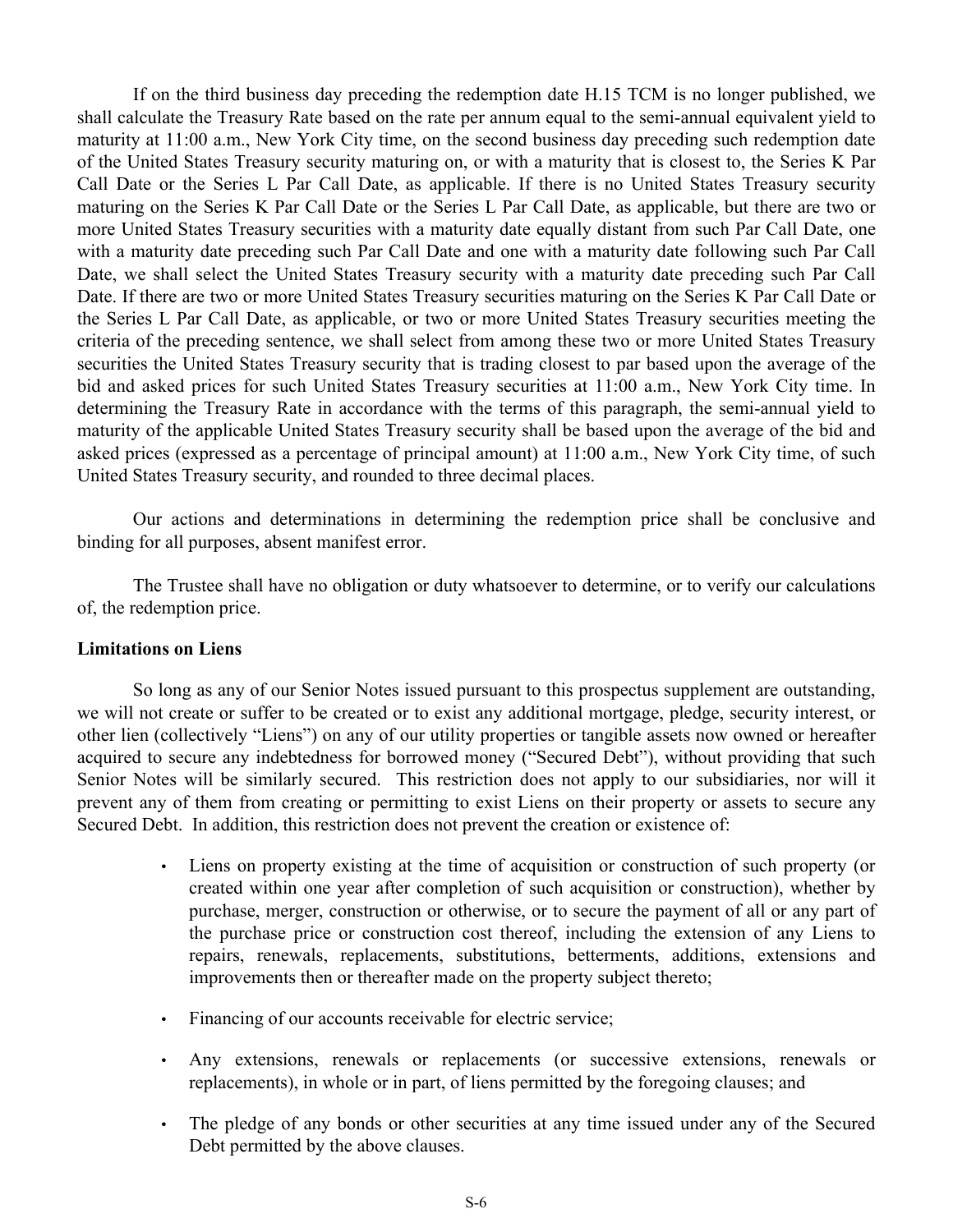If on the third business day preceding the redemption date H.15 TCM is no longer published, we shall calculate the Treasury Rate based on the rate per annum equal to the semi-annual equivalent yield to maturity at 11:00 a.m., New York City time, on the second business day preceding such redemption date of the United States Treasury security maturing on, or with a maturity that is closest to, the Series K Par Call Date or the Series L Par Call Date, as applicable. If there is no United States Treasury security maturing on the Series K Par Call Date or the Series L Par Call Date, as applicable, but there are two or more United States Treasury securities with a maturity date equally distant from such Par Call Date, one with a maturity date preceding such Par Call Date and one with a maturity date following such Par Call Date, we shall select the United States Treasury security with a maturity date preceding such Par Call Date. If there are two or more United States Treasury securities maturing on the Series K Par Call Date or the Series L Par Call Date, as applicable, or two or more United States Treasury securities meeting the criteria of the preceding sentence, we shall select from among these two or more United States Treasury securities the United States Treasury security that is trading closest to par based upon the average of the bid and asked prices for such United States Treasury securities at 11:00 a.m., New York City time. In determining the Treasury Rate in accordance with the terms of this paragraph, the semi-annual yield to maturity of the applicable United States Treasury security shall be based upon the average of the bid and asked prices (expressed as a percentage of principal amount) at 11:00 a.m., New York City time, of such United States Treasury security, and rounded to three decimal places.

Our actions and determinations in determining the redemption price shall be conclusive and binding for all purposes, absent manifest error.

The Trustee shall have no obligation or duty whatsoever to determine, or to verify our calculations of, the redemption price.

**Limitations on Liens**

So long as any of our Senior Notes issued pursuant to this prospectus supplement are outstanding, we will not create or suffer to be created or to exist any additional mortgage, pledge, security interest, or other lien (collectively "Liens") on any of our utility properties or tangible assets now owned or hereafter acquired to secure any indebtedness for borrowed money ("Secured Debt"), without providing that such Senior Notes will be similarly secured. This restriction does not apply to our subsidiaries, nor will it prevent any of them from creating or permitting to exist Liens on their property or assets to secure any Secured Debt. In addition, this restriction does not prevent the creation or existence of:

- Liens on property existing at the time of acquisition or construction of such property (or created within one year after completion of such acquisition or construction), whether by purchase, merger, construction or otherwise, or to secure the payment of all or any part of the purchase price or construction cost thereof, including the extension of any Liens to repairs, renewals, replacements, substitutions, betterments, additions, extensions and improvements then or thereafter made on the property subject thereto;
- Financing of our accounts receivable for electric service;
- Any extensions, renewals or replacements (or successive extensions, renewals or replacements), in whole or in part, of liens permitted by the foregoing clauses; and
- The pledge of any bonds or other securities at any time issued under any of the Secured Debt permitted by the above clauses.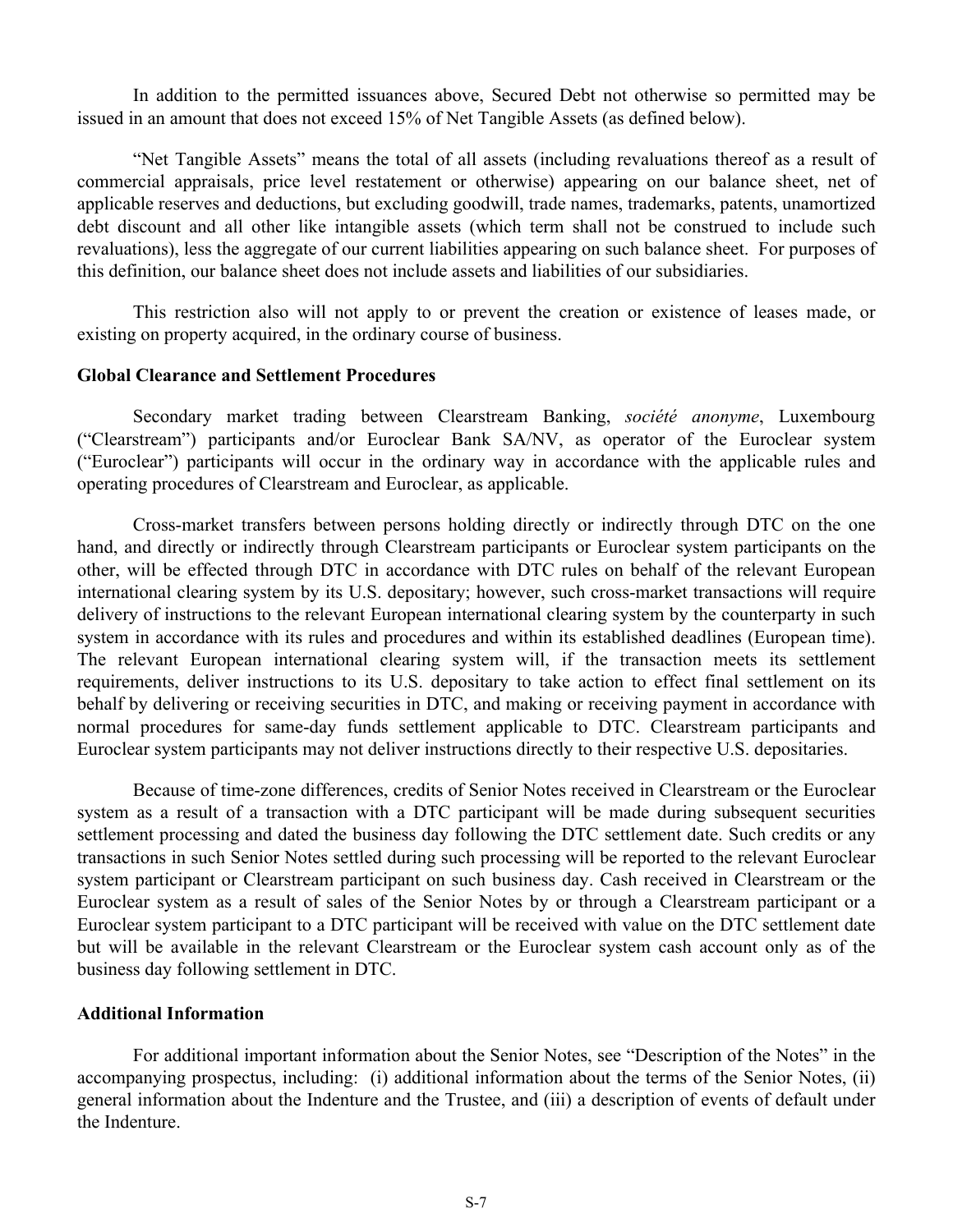In addition to the permitted issuances above, Secured Debt not otherwise so permitted may be issued in an amount that does not exceed 15% of Net Tangible Assets (as defined below).

"Net Tangible Assets" means the total of all assets (including revaluations thereof as a result of commercial appraisals, price level restatement or otherwise) appearing on our balance sheet, net of applicable reserves and deductions, but excluding goodwill, trade names, trademarks, patents, unamortized debt discount and all other like intangible assets (which term shall not be construed to include such revaluations), less the aggregate of our current liabilities appearing on such balance sheet. For purposes of this definition, our balance sheet does not include assets and liabilities of our subsidiaries.

This restriction also will not apply to or prevent the creation or existence of leases made, or existing on property acquired, in the ordinary course of business.

### Global Clearance and Settlement Procedures

Secondary market trading between Clearstream Banking, *société anonyme*, Luxembourg ("Clearstream") participants and/or Euroclear Bank SA/NV, as operator of the Euroclear system ("Euroclear") participants will occur in the ordinary way in accordance with the applicable rules and operating procedures of Clearstream and Euroclear, as applicable.

Cross-market transfers between persons holding directly or indirectly through DTC on the one hand, and directly or indirectly through Clearstream participants or Euroclear system participants on the other, will be effected through DTC in accordance with DTC rules on behalf of the relevant European international clearing system by its U.S. depositary; however, such cross-market transactions will require delivery of instructions to the relevant European international clearing system by the counterparty in such system in accordance with its rules and procedures and within its established deadlines (European time). The relevant European international clearing system will, if the transaction meets its settlement requirements, deliver instructions to its U.S. depositary to take action to effect final settlement on its behalf by delivering or receiving securities in DTC, and making or receiving payment in accordance with normal procedures for same-day funds settlement applicable to DTC. Clearstream participants and Euroclear system participants may not deliver instructions directly to their respective U.S. depositaries.

Because of time-zone differences, credits of Senior Notes received in Clearstream or the Euroclear system as a result of a transaction with a DTC participant will be made during subsequent securities settlement processing and dated the business day following the DTC settlement date. Such credits or any transactions in such Senior Notes settled during such processing will be reported to the relevant Euroclear system participant or Clearstream participant on such business day. Cash received in Clearstream or the Euroclear system as a result of sales of the Senior Notes by or through a Clearstream participant or a Euroclear system participant to a DTC participant will be received with value on the DTC settlement date but will be available in the relevant Clearstream or the Euroclear system cash account only as of the business day following settlement in DTC.

### Additional Information

For additional important information about the Senior Notes, see "Description of the Notes" in the accompanying prospectus, including: (i) additional information about the terms of the Senior Notes, (ii) general information about the Indenture and the Trustee, and (iii) a description of events of default under the Indenture.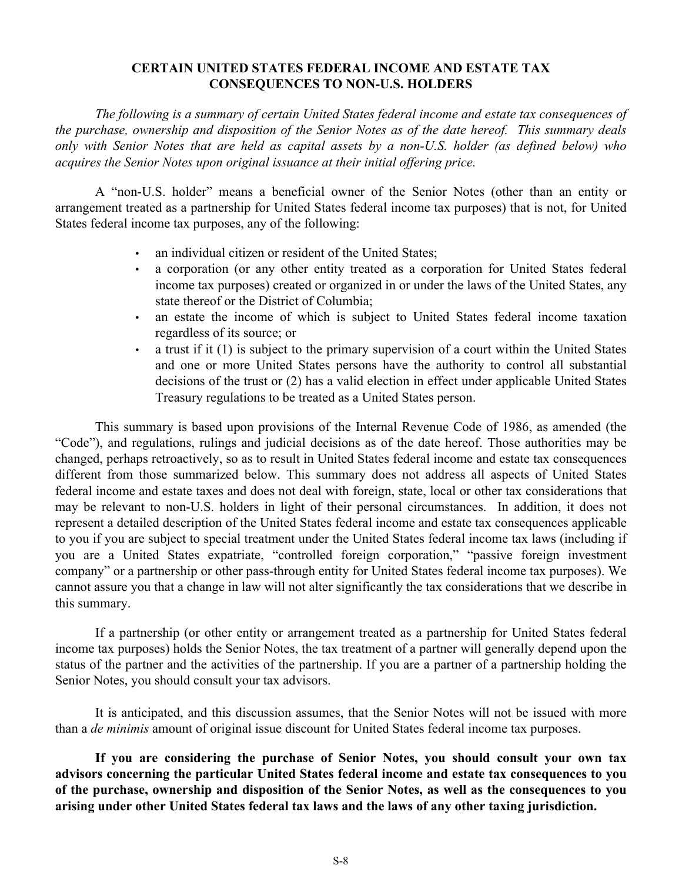## CERTAIN UNITED STATES FEDERAL INCOME AND ESTATE TAX CONSEQUENCES TO NON-U.S. HOLDERS

*The following is a summary of certain United States federal income and estate tax consequences of the purchase, ownership and disposition of the Senior Notes as of the date hereof. This summary deals only with Senior Notes that are held as capital assets by a non-U.S. holder (as defined below) who acquires the Senior Notes upon original issuance at their initial offering price.*

A "non-U.S. holder" means a beneficial owner of the Senior Notes (other than an entity or arrangement treated as a partnership for United States federal income tax purposes) that is not, for United States federal income tax purposes, any of the following:

- an individual citizen or resident of the United States;
- a corporation (or any other entity treated as a corporation for United States federal income tax purposes) created or organized in or under the laws of the United States, any state thereof or the District of Columbia;
- an estate the income of which is subject to United States federal income taxation regardless of its source; or
- a trust if it (1) is subject to the primary supervision of a court within the United States and one or more United States persons have the authority to control all substantial decisions of the trust or (2) has a valid election in effect under applicable United States Treasury regulations to be treated as a United States person.

This summary is based upon provisions of the Internal Revenue Code of 1986, as amended (the "Code"), and regulations, rulings and judicial decisions as of the date hereof. Those authorities may be changed, perhaps retroactively, so as to result in United States federal income and estate tax consequences different from those summarized below. This summary does not address all aspects of United States federal income and estate taxes and does not deal with foreign, state, local or other tax considerations that may be relevant to non-U.S. holders in light of their personal circumstances. In addition, it does not represent a detailed description of the United States federal income and estate tax consequences applicable to you if you are subject to special treatment under the United States federal income tax laws (including if you are a United States expatriate, "controlled foreign corporation," "passive foreign investment company" or a partnership or other pass-through entity for United States federal income tax purposes). We cannot assure you that a change in law will not alter significantly the tax considerations that we describe in this summary.

If a partnership (or other entity or arrangement treated as a partnership for United States federal income tax purposes) holds the Senior Notes, the tax treatment of a partner will generally depend upon the status of the partner and the activities of the partnership. If you are a partner of a partnership holding the Senior Notes, you should consult your tax advisors.

It is anticipated, and this discussion assumes, that the Senior Notes will not be issued with more than a *de minimis* amount of original issue discount for United States federal income tax purposes.

**If you are considering the purchase of Senior Notes, you should consult your own tax advisors concerning the particular United States federal income and estate tax consequences to you of the purchase, ownership and disposition of the Senior Notes, as well as the consequences to you arising under other United States federal tax laws and the laws of any other taxing jurisdiction.**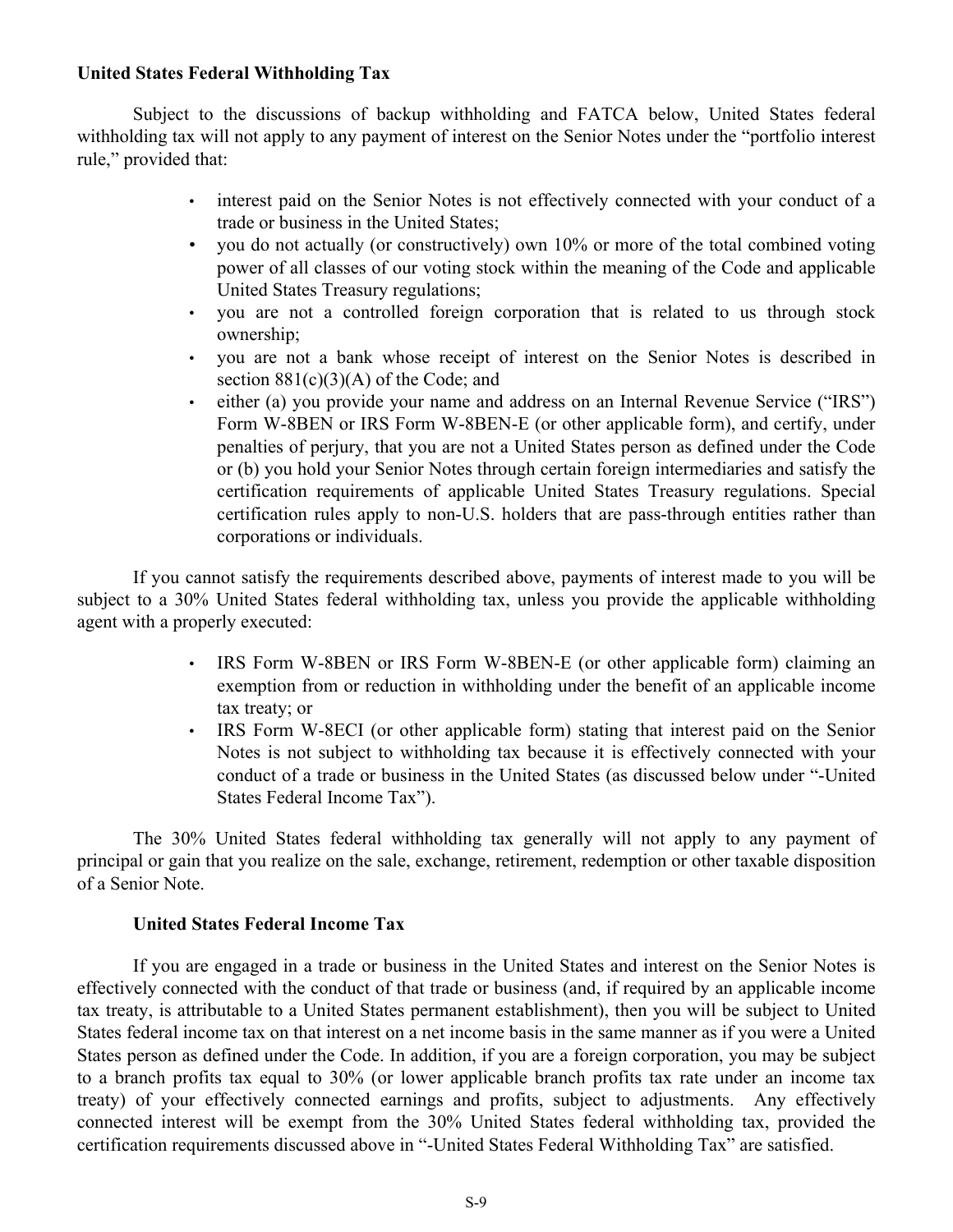**United States Federal Withholding Tax**

Subject to the discussions of backup withholding and FATCA below, United States federal withholding tax will not apply to any payment of interest on the Senior Notes under the "portfolio interest rule," provided that:

- interest paid on the Senior Notes is not effectively connected with your conduct of a trade or business in the United States;
- you do not actually (or constructively) own 10% or more of the total combined voting power of all classes of our voting stock within the meaning of the Code and applicable United States Treasury regulations;
- you are not a controlled foreign corporation that is related to us through stock ownership;
- you are not a bank whose receipt of interest on the Senior Notes is described in section 881(c)(3)(A) of the Code; and
- either (a) you provide your name and address on an Internal Revenue Service ("IRS") Form W-8BEN or IRS Form W-8BEN-E (or other applicable form), and certify, under penalties of perjury, that you are not a United States person as defined under the Code or (b) you hold your Senior Notes through certain foreign intermediaries and satisfy the certification requirements of applicable United States Treasury regulations. Special certification rules apply to non-U.S. holders that are pass-through entities rather than corporations or individuals.

If you cannot satisfy the requirements described above, payments of interest made to you will be subject to a 30% United States federal withholding tax, unless you provide the applicable withholding agent with a properly executed:

- IRS Form W-8BEN or IRS Form W-8BEN-E (or other applicable form) claiming an exemption from or reduction in withholding under the benefit of an applicable income tax treaty; or
- IRS Form W-8ECI (or other applicable form) stating that interest paid on the Senior Notes is not subject to withholding tax because it is effectively connected with your conduct of a trade or business in the United States (as discussed below under "-United States Federal Income Tax").

The 30% United States federal withholding tax generally will not apply to any payment of principal or gain that you realize on the sale, exchange, retirement, redemption or other taxable disposition of a Senior Note.

**United States Federal Income Tax**

If you are engaged in a trade or business in the United States and interest on the Senior Notes is effectively connected with the conduct of that trade or business (and, if required by an applicable income tax treaty, is attributable to a United States permanent establishment), then you will be subject to United States federal income tax on that interest on a net income basis in the same manner as if you were a United States person as defined under the Code. In addition, if you are a foreign corporation, you may be subject to a branch profits tax equal to 30% (or lower applicable branch profits tax rate under an income tax treaty) of your effectively connected earnings and profits, subject to adjustments. Any effectively connected interest will be exempt from the 30% United States federal withholding tax, provided the certification requirements discussed above in "-United States Federal Withholding Tax" are satisfied.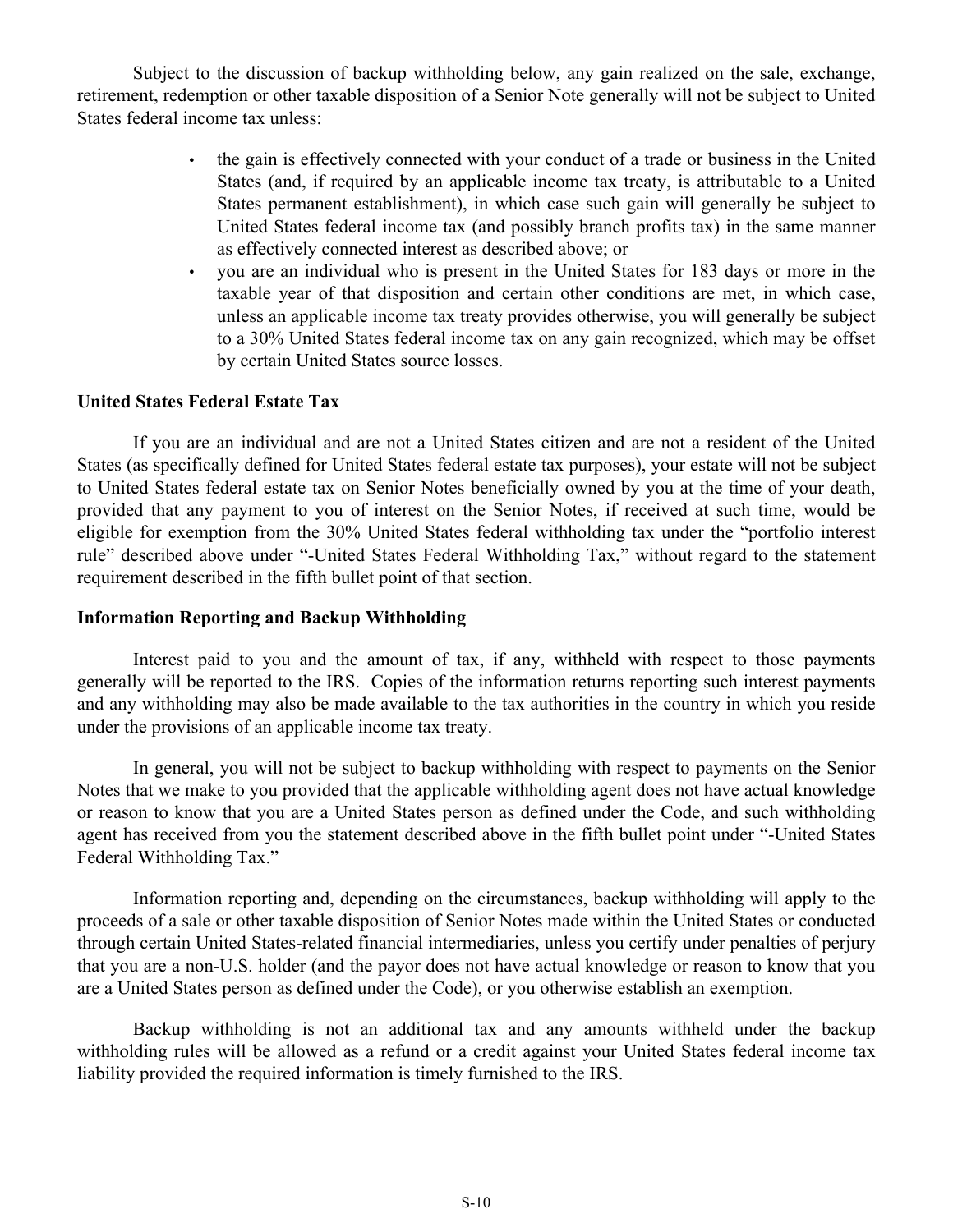Subject to the discussion of backup withholding below, any gain realized on the sale, exchange, retirement, redemption or other taxable disposition of a Senior Note generally will not be subject to United States federal income tax unless:

- the gain is effectively connected with your conduct of a trade or business in the United States (and, if required by an applicable income tax treaty, is attributable to a United States permanent establishment), in which case such gain will generally be subject to United States federal income tax (and possibly branch profits tax) in the same manner as effectively connected interest as described above; or
- you are an individual who is present in the United States for 183 days or more in the taxable year of that disposition and certain other conditions are met, in which case, unless an applicable income tax treaty provides otherwise, you will generally be subject to a 30% United States federal income tax on any gain recognized, which may be offset by certain United States source losses.

**United States Federal Estate Tax**

If you are an individual and are not a United States citizen and are not a resident of the United States (as specifically defined for United States federal estate tax purposes), your estate will not be subject to United States federal estate tax on Senior Notes beneficially owned by you at the time of your death, provided that any payment to you of interest on the Senior Notes, if received at such time, would be eligible for exemption from the 30% United States federal withholding tax under the "portfolio interest rule" described above under "-United States Federal Withholding Tax," without regard to the statement requirement described in the fifth bullet point of that section.

**Information Reporting and Backup Withholding**

Interest paid to you and the amount of tax, if any, withheld with respect to those payments generally will be reported to the IRS. Copies of the information returns reporting such interest payments and any withholding may also be made available to the tax authorities in the country in which you reside under the provisions of an applicable income tax treaty.

In general, you will not be subject to backup withholding with respect to payments on the Senior Notes that we make to you provided that the applicable withholding agent does not have actual knowledge or reason to know that you are a United States person as defined under the Code, and such withholding agent has received from you the statement described above in the fifth bullet point under "-United States Federal Withholding Tax."

Information reporting and, depending on the circumstances, backup withholding will apply to the proceeds of a sale or other taxable disposition of Senior Notes made within the United States or conducted through certain United States-related financial intermediaries, unless you certify under penalties of perjury that you are a non-U.S. holder (and the payor does not have actual knowledge or reason to know that you are a United States person as defined under the Code), or you otherwise establish an exemption.

Backup withholding is not an additional tax and any amounts withheld under the backup withholding rules will be allowed as a refund or a credit against your United States federal income tax liability provided the required information is timely furnished to the IRS.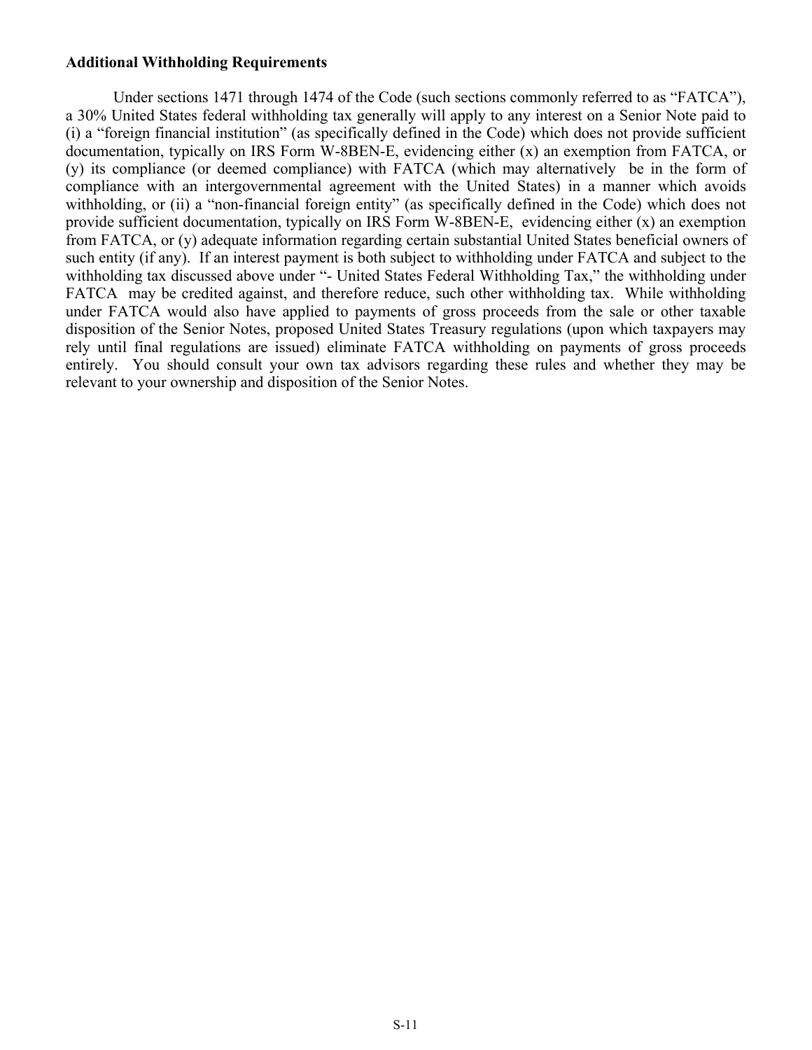**Additional Withholding Requirements**

Under sections 1471 through 1474 of the Code (such sections commonly referred to as "FATCA"), a 30% United States federal withholding tax generally will apply to any interest on a Senior Note paid to (i) a "foreign financial institution" (as specifically defined in the Code) which does not provide sufficient documentation, typically on IRS Form W-8BEN-E, evidencing either (x) an exemption from FATCA, or (y) its compliance (or deemed compliance) with FATCA (which may alternatively be in the form of compliance with an intergovernmental agreement with the United States) in a manner which avoids withholding, or (ii) a "non-financial foreign entity" (as specifically defined in the Code) which does not provide sufficient documentation, typically on IRS Form W-8BEN-E, evidencing either (x) an exemption from FATCA, or (y) adequate information regarding certain substantial United States beneficial owners of such entity (if any). If an interest payment is both subject to withholding under FATCA and subject to the withholding tax discussed above under "- United States Federal Withholding Tax," the withholding under FATCA may be credited against, and therefore reduce, such other withholding tax. While withholding under FATCA would also have applied to payments of gross proceeds from the sale or other taxable disposition of the Senior Notes, proposed United States Treasury regulations (upon which taxpayers may rely until final regulations are issued) eliminate FATCA withholding on payments of gross proceeds entirely. You should consult your own tax advisors regarding these rules and whether they may be relevant to your ownership and disposition of the Senior Notes.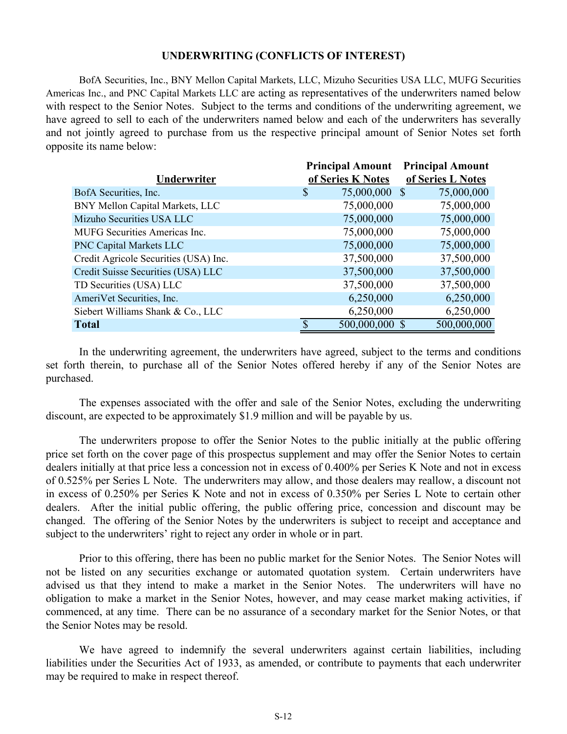## UNDERWRITING (CONFLICTS OF INTEREST)

BofA Securities, Inc., BNY Mellon Capital Markets, LLC, Mizuho Securities USA LLC, MUFG Securities Americas Inc., and PNC Capital Markets LLC are acting as representatives of the underwriters named below with respect to the Senior Notes. Subject to the terms and conditions of the underwriting agreement, we have agreed to sell to each of the underwriters named below and each of the underwriters has severally and not jointly agreed to purchase from us the respective principal amount of Senior Notes set forth opposite its name below:

| Underwriter | Principal Amount of Series K Notes | Principal Amount of Series L Notes |
|---|---|---|
| BofA Securities, Inc. | $ 75,000,000 | $ 75,000,000 |
| BNY Mellon Capital Markets, LLC | 75,000,000 | 75,000,000 |
| Mizuho Securities USA LLC | 75,000,000 | 75,000,000 |
| MUFG Securities Americas Inc. | 75,000,000 | 75,000,000 |
| PNC Capital Markets LLC | 75,000,000 | 75,000,000 |
| Credit Agricole Securities (USA) Inc. | 37,500,000 | 37,500,000 |
| Credit Suisse Securities (USA) LLC | 37,500,000 | 37,500,000 |
| TD Securities (USA) LLC | 37,500,000 | 37,500,000 |
| AmeriVet Securities, Inc. | 6,250,000 | 6,250,000 |
| Siebert Williams Shank & Co., LLC | 6,250,000 | 6,250,000 |
| **Total** | $ 500,000,000 | $ 500,000,000 |

In the underwriting agreement, the underwriters have agreed, subject to the terms and conditions set forth therein, to purchase all of the Senior Notes offered hereby if any of the Senior Notes are purchased.

The expenses associated with the offer and sale of the Senior Notes, excluding the underwriting discount, are expected to be approximately $1.9 million and will be payable by us.

The underwriters propose to offer the Senior Notes to the public initially at the public offering price set forth on the cover page of this prospectus supplement and may offer the Senior Notes to certain dealers initially at that price less a concession not in excess of 0.400% per Series K Note and not in excess of 0.525% per Series L Note. The underwriters may allow, and those dealers may reallow, a discount not in excess of 0.250% per Series K Note and not in excess of 0.350% per Series L Note to certain other dealers. After the initial public offering, the public offering price, concession and discount may be changed. The offering of the Senior Notes by the underwriters is subject to receipt and acceptance and subject to the underwriters' right to reject any order in whole or in part.

Prior to this offering, there has been no public market for the Senior Notes. The Senior Notes will not be listed on any securities exchange or automated quotation system. Certain underwriters have advised us that they intend to make a market in the Senior Notes. The underwriters will have no obligation to make a market in the Senior Notes, however, and may cease market making activities, if commenced, at any time. There can be no assurance of a secondary market for the Senior Notes, or that the Senior Notes may be resold.

We have agreed to indemnify the several underwriters against certain liabilities, including liabilities under the Securities Act of 1933, as amended, or contribute to payments that each underwriter may be required to make in respect thereof.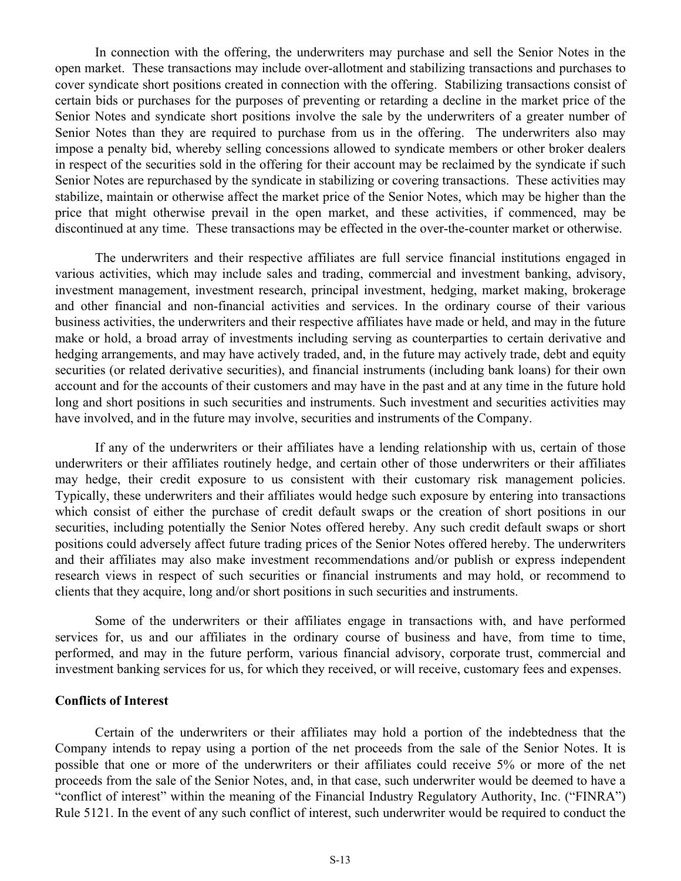In connection with the offering, the underwriters may purchase and sell the Senior Notes in the open market. These transactions may include over-allotment and stabilizing transactions and purchases to cover syndicate short positions created in connection with the offering. Stabilizing transactions consist of certain bids or purchases for the purposes of preventing or retarding a decline in the market price of the Senior Notes and syndicate short positions involve the sale by the underwriters of a greater number of Senior Notes than they are required to purchase from us in the offering. The underwriters also may impose a penalty bid, whereby selling concessions allowed to syndicate members or other broker dealers in respect of the securities sold in the offering for their account may be reclaimed by the syndicate if such Senior Notes are repurchased by the syndicate in stabilizing or covering transactions. These activities may stabilize, maintain or otherwise affect the market price of the Senior Notes, which may be higher than the price that might otherwise prevail in the open market, and these activities, if commenced, may be discontinued at any time. These transactions may be effected in the over-the-counter market or otherwise.

The underwriters and their respective affiliates are full service financial institutions engaged in various activities, which may include sales and trading, commercial and investment banking, advisory, investment management, investment research, principal investment, hedging, market making, brokerage and other financial and non-financial activities and services. In the ordinary course of their various business activities, the underwriters and their respective affiliates have made or held, and may in the future make or hold, a broad array of investments including serving as counterparties to certain derivative and hedging arrangements, and may have actively traded, and, in the future may actively trade, debt and equity securities (or related derivative securities), and financial instruments (including bank loans) for their own account and for the accounts of their customers and may have in the past and at any time in the future hold long and short positions in such securities and instruments. Such investment and securities activities may have involved, and in the future may involve, securities and instruments of the Company.

If any of the underwriters or their affiliates have a lending relationship with us, certain of those underwriters or their affiliates routinely hedge, and certain other of those underwriters or their affiliates may hedge, their credit exposure to us consistent with their customary risk management policies. Typically, these underwriters and their affiliates would hedge such exposure by entering into transactions which consist of either the purchase of credit default swaps or the creation of short positions in our securities, including potentially the Senior Notes offered hereby. Any such credit default swaps or short positions could adversely affect future trading prices of the Senior Notes offered hereby. The underwriters and their affiliates may also make investment recommendations and/or publish or express independent research views in respect of such securities or financial instruments and may hold, or recommend to clients that they acquire, long and/or short positions in such securities and instruments.

Some of the underwriters or their affiliates engage in transactions with, and have performed services for, us and our affiliates in the ordinary course of business and have, from time to time, performed, and may in the future perform, various financial advisory, corporate trust, commercial and investment banking services for us, for which they received, or will receive, customary fees and expenses.

**Conflicts of Interest**

Certain of the underwriters or their affiliates may hold a portion of the indebtedness that the Company intends to repay using a portion of the net proceeds from the sale of the Senior Notes. It is possible that one or more of the underwriters or their affiliates could receive 5% or more of the net proceeds from the sale of the Senior Notes, and, in that case, such underwriter would be deemed to have a "conflict of interest" within the meaning of the Financial Industry Regulatory Authority, Inc. ("FINRA") Rule 5121. In the event of any such conflict of interest, such underwriter would be required to conduct the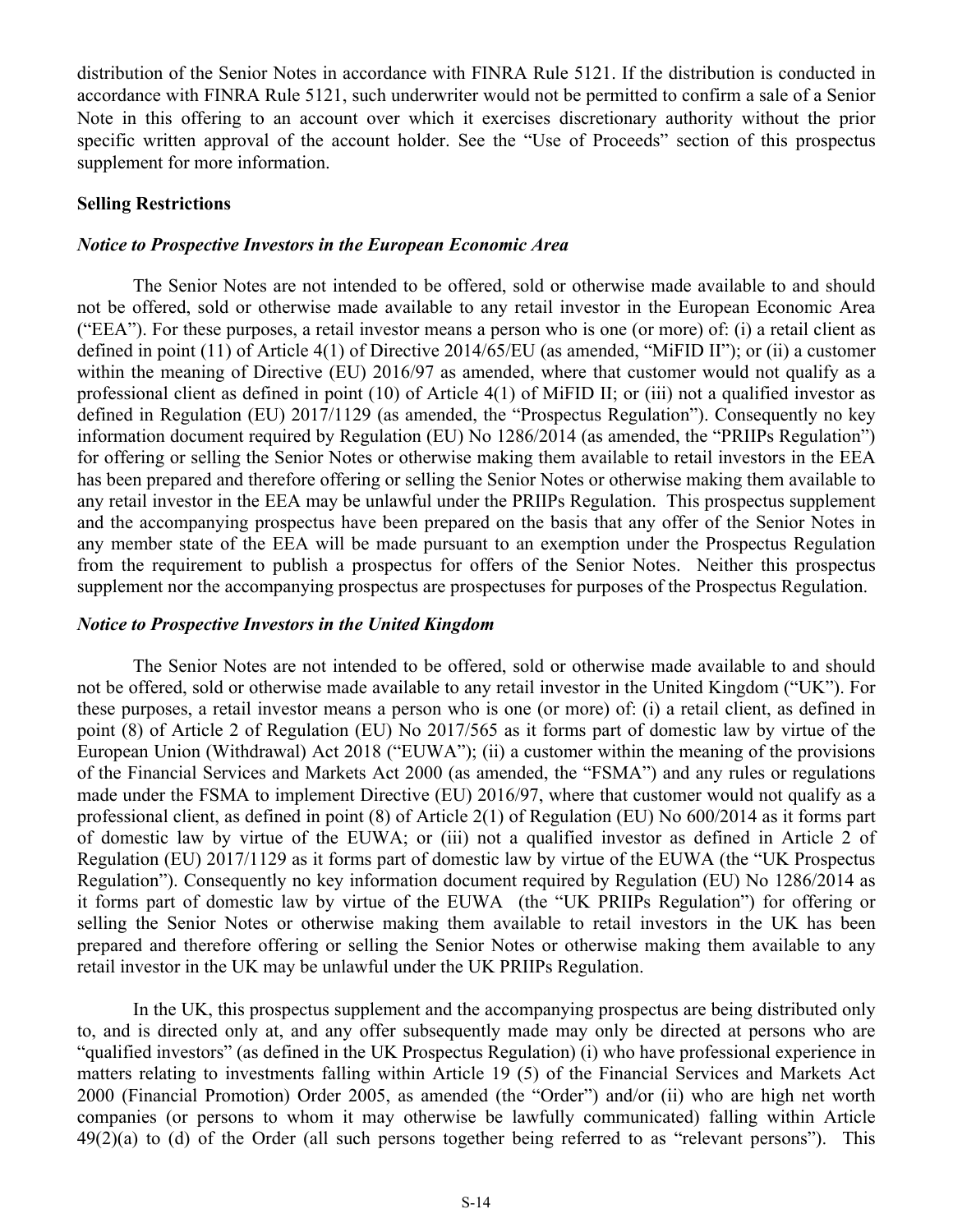distribution of the Senior Notes in accordance with FINRA Rule 5121. If the distribution is conducted in accordance with FINRA Rule 5121, such underwriter would not be permitted to confirm a sale of a Senior Note in this offering to an account over which it exercises discretionary authority without the prior specific written approval of the account holder. See the "Use of Proceeds" section of this prospectus supplement for more information.

**Selling Restrictions**

***Notice to Prospective Investors in the European Economic Area***

The Senior Notes are not intended to be offered, sold or otherwise made available to and should not be offered, sold or otherwise made available to any retail investor in the European Economic Area ("EEA"). For these purposes, a retail investor means a person who is one (or more) of: (i) a retail client as defined in point (11) of Article 4(1) of Directive 2014/65/EU (as amended, "MiFID II"); or (ii) a customer within the meaning of Directive (EU) 2016/97 as amended, where that customer would not qualify as a professional client as defined in point (10) of Article 4(1) of MiFID II; or (iii) not a qualified investor as defined in Regulation (EU) 2017/1129 (as amended, the "Prospectus Regulation"). Consequently no key information document required by Regulation (EU) No 1286/2014 (as amended, the "PRIIPs Regulation") for offering or selling the Senior Notes or otherwise making them available to retail investors in the EEA has been prepared and therefore offering or selling the Senior Notes or otherwise making them available to any retail investor in the EEA may be unlawful under the PRIIPs Regulation. This prospectus supplement and the accompanying prospectus have been prepared on the basis that any offer of the Senior Notes in any member state of the EEA will be made pursuant to an exemption under the Prospectus Regulation from the requirement to publish a prospectus for offers of the Senior Notes. Neither this prospectus supplement nor the accompanying prospectus are prospectuses for purposes of the Prospectus Regulation.

***Notice to Prospective Investors in the United Kingdom***

The Senior Notes are not intended to be offered, sold or otherwise made available to and should not be offered, sold or otherwise made available to any retail investor in the United Kingdom ("UK"). For these purposes, a retail investor means a person who is one (or more) of: (i) a retail client, as defined in point (8) of Article 2 of Regulation (EU) No 2017/565 as it forms part of domestic law by virtue of the European Union (Withdrawal) Act 2018 ("EUWA"); (ii) a customer within the meaning of the provisions of the Financial Services and Markets Act 2000 (as amended, the "FSMA") and any rules or regulations made under the FSMA to implement Directive (EU) 2016/97, where that customer would not qualify as a professional client, as defined in point (8) of Article 2(1) of Regulation (EU) No 600/2014 as it forms part of domestic law by virtue of the EUWA; or (iii) not a qualified investor as defined in Article 2 of Regulation (EU) 2017/1129 as it forms part of domestic law by virtue of the EUWA (the "UK Prospectus Regulation"). Consequently no key information document required by Regulation (EU) No 1286/2014 as it forms part of domestic law by virtue of the EUWA (the "UK PRIIPs Regulation") for offering or selling the Senior Notes or otherwise making them available to retail investors in the UK has been prepared and therefore offering or selling the Senior Notes or otherwise making them available to any retail investor in the UK may be unlawful under the UK PRIIPs Regulation.

In the UK, this prospectus supplement and the accompanying prospectus are being distributed only to, and is directed only at, and any offer subsequently made may only be directed at persons who are "qualified investors" (as defined in the UK Prospectus Regulation) (i) who have professional experience in matters relating to investments falling within Article 19 (5) of the Financial Services and Markets Act 2000 (Financial Promotion) Order 2005, as amended (the "Order") and/or (ii) who are high net worth companies (or persons to whom it may otherwise be lawfully communicated) falling within Article 49(2)(a) to (d) of the Order (all such persons together being referred to as "relevant persons"). This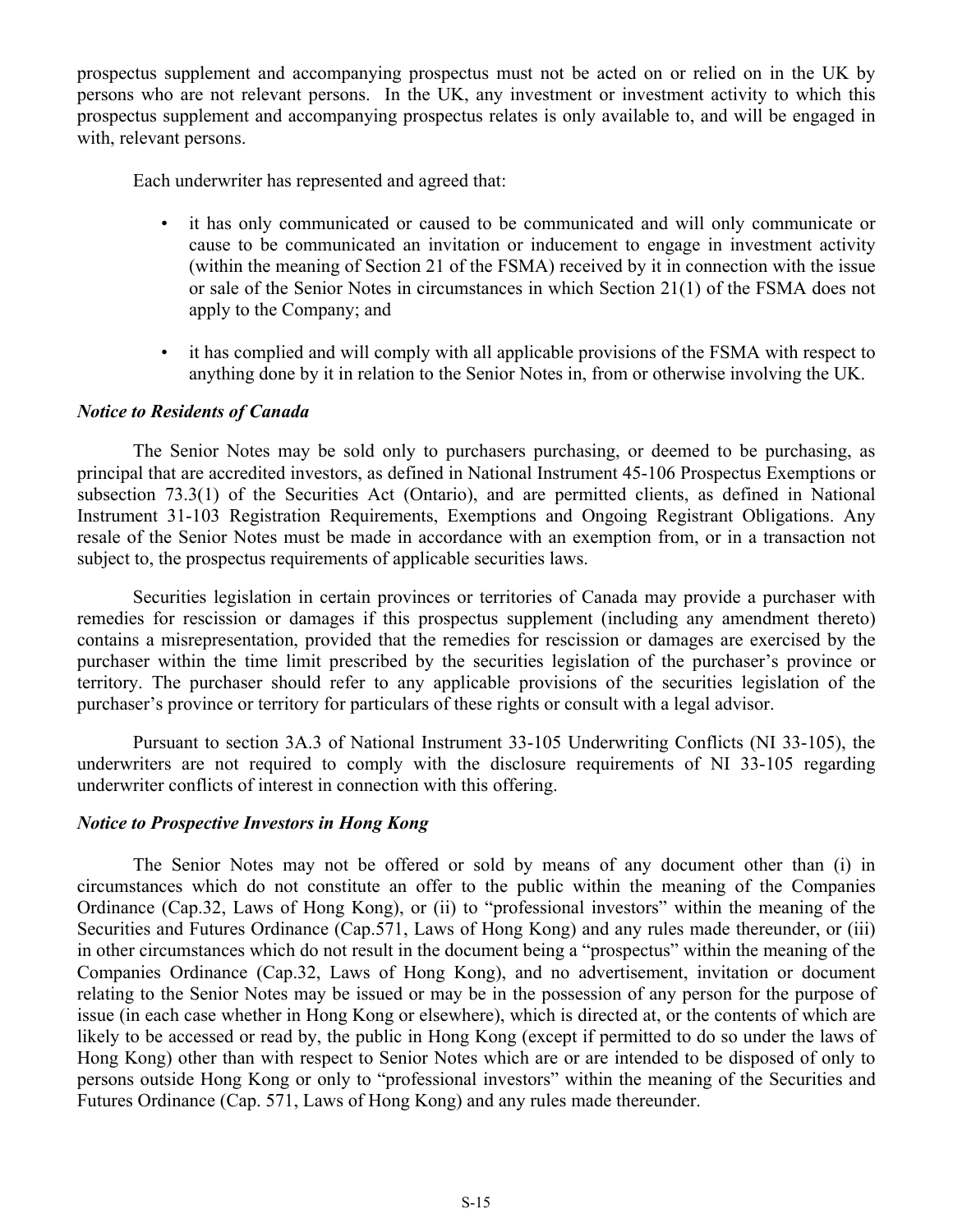prospectus supplement and accompanying prospectus must not be acted on or relied on in the UK by persons who are not relevant persons. In the UK, any investment or investment activity to which this prospectus supplement and accompanying prospectus relates is only available to, and will be engaged in with, relevant persons.

Each underwriter has represented and agreed that:

- it has only communicated or caused to be communicated and will only communicate or cause to be communicated an invitation or inducement to engage in investment activity (within the meaning of Section 21 of the FSMA) received by it in connection with the issue or sale of the Senior Notes in circumstances in which Section 21(1) of the FSMA does not apply to the Company; and

- it has complied and will comply with all applicable provisions of the FSMA with respect to anything done by it in relation to the Senior Notes in, from or otherwise involving the UK.

***Notice to Residents of Canada***

The Senior Notes may be sold only to purchasers purchasing, or deemed to be purchasing, as principal that are accredited investors, as defined in National Instrument 45-106 Prospectus Exemptions or subsection 73.3(1) of the Securities Act (Ontario), and are permitted clients, as defined in National Instrument 31-103 Registration Requirements, Exemptions and Ongoing Registrant Obligations. Any resale of the Senior Notes must be made in accordance with an exemption from, or in a transaction not subject to, the prospectus requirements of applicable securities laws.

Securities legislation in certain provinces or territories of Canada may provide a purchaser with remedies for rescission or damages if this prospectus supplement (including any amendment thereto) contains a misrepresentation, provided that the remedies for rescission or damages are exercised by the purchaser within the time limit prescribed by the securities legislation of the purchaser's province or territory. The purchaser should refer to any applicable provisions of the securities legislation of the purchaser's province or territory for particulars of these rights or consult with a legal advisor.

Pursuant to section 3A.3 of National Instrument 33-105 Underwriting Conflicts (NI 33-105), the underwriters are not required to comply with the disclosure requirements of NI 33-105 regarding underwriter conflicts of interest in connection with this offering.

***Notice to Prospective Investors in Hong Kong***

The Senior Notes may not be offered or sold by means of any document other than (i) in circumstances which do not constitute an offer to the public within the meaning of the Companies Ordinance (Cap.32, Laws of Hong Kong), or (ii) to "professional investors" within the meaning of the Securities and Futures Ordinance (Cap.571, Laws of Hong Kong) and any rules made thereunder, or (iii) in other circumstances which do not result in the document being a "prospectus" within the meaning of the Companies Ordinance (Cap.32, Laws of Hong Kong), and no advertisement, invitation or document relating to the Senior Notes may be issued or may be in the possession of any person for the purpose of issue (in each case whether in Hong Kong or elsewhere), which is directed at, or the contents of which are likely to be accessed or read by, the public in Hong Kong (except if permitted to do so under the laws of Hong Kong) other than with respect to Senior Notes which are or are intended to be disposed of only to persons outside Hong Kong or only to "professional investors" within the meaning of the Securities and Futures Ordinance (Cap. 571, Laws of Hong Kong) and any rules made thereunder.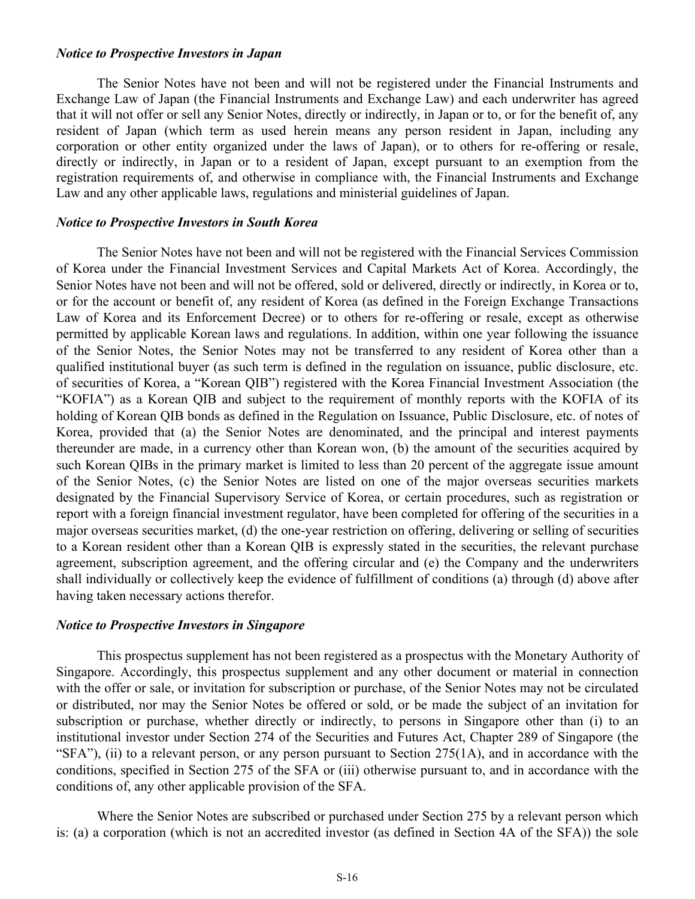*Notice to Prospective Investors in Japan*

The Senior Notes have not been and will not be registered under the Financial Instruments and Exchange Law of Japan (the Financial Instruments and Exchange Law) and each underwriter has agreed that it will not offer or sell any Senior Notes, directly or indirectly, in Japan or to, or for the benefit of, any resident of Japan (which term as used herein means any person resident in Japan, including any corporation or other entity organized under the laws of Japan), or to others for re-offering or resale, directly or indirectly, in Japan or to a resident of Japan, except pursuant to an exemption from the registration requirements of, and otherwise in compliance with, the Financial Instruments and Exchange Law and any other applicable laws, regulations and ministerial guidelines of Japan.

*Notice to Prospective Investors in South Korea*

The Senior Notes have not been and will not be registered with the Financial Services Commission of Korea under the Financial Investment Services and Capital Markets Act of Korea. Accordingly, the Senior Notes have not been and will not be offered, sold or delivered, directly or indirectly, in Korea or to, or for the account or benefit of, any resident of Korea (as defined in the Foreign Exchange Transactions Law of Korea and its Enforcement Decree) or to others for re-offering or resale, except as otherwise permitted by applicable Korean laws and regulations. In addition, within one year following the issuance of the Senior Notes, the Senior Notes may not be transferred to any resident of Korea other than a qualified institutional buyer (as such term is defined in the regulation on issuance, public disclosure, etc. of securities of Korea, a "Korean QIB") registered with the Korea Financial Investment Association (the "KOFIA") as a Korean QIB and subject to the requirement of monthly reports with the KOFIA of its holding of Korean QIB bonds as defined in the Regulation on Issuance, Public Disclosure, etc. of notes of Korea, provided that (a) the Senior Notes are denominated, and the principal and interest payments thereunder are made, in a currency other than Korean won, (b) the amount of the securities acquired by such Korean QIBs in the primary market is limited to less than 20 percent of the aggregate issue amount of the Senior Notes, (c) the Senior Notes are listed on one of the major overseas securities markets designated by the Financial Supervisory Service of Korea, or certain procedures, such as registration or report with a foreign financial investment regulator, have been completed for offering of the securities in a major overseas securities market, (d) the one-year restriction on offering, delivering or selling of securities to a Korean resident other than a Korean QIB is expressly stated in the securities, the relevant purchase agreement, subscription agreement, and the offering circular and (e) the Company and the underwriters shall individually or collectively keep the evidence of fulfillment of conditions (a) through (d) above after having taken necessary actions therefor.

*Notice to Prospective Investors in Singapore*

This prospectus supplement has not been registered as a prospectus with the Monetary Authority of Singapore. Accordingly, this prospectus supplement and any other document or material in connection with the offer or sale, or invitation for subscription or purchase, of the Senior Notes may not be circulated or distributed, nor may the Senior Notes be offered or sold, or be made the subject of an invitation for subscription or purchase, whether directly or indirectly, to persons in Singapore other than (i) to an institutional investor under Section 274 of the Securities and Futures Act, Chapter 289 of Singapore (the "SFA"), (ii) to a relevant person, or any person pursuant to Section 275(1A), and in accordance with the conditions, specified in Section 275 of the SFA or (iii) otherwise pursuant to, and in accordance with the conditions of, any other applicable provision of the SFA.

Where the Senior Notes are subscribed or purchased under Section 275 by a relevant person which is: (a) a corporation (which is not an accredited investor (as defined in Section 4A of the SFA)) the sole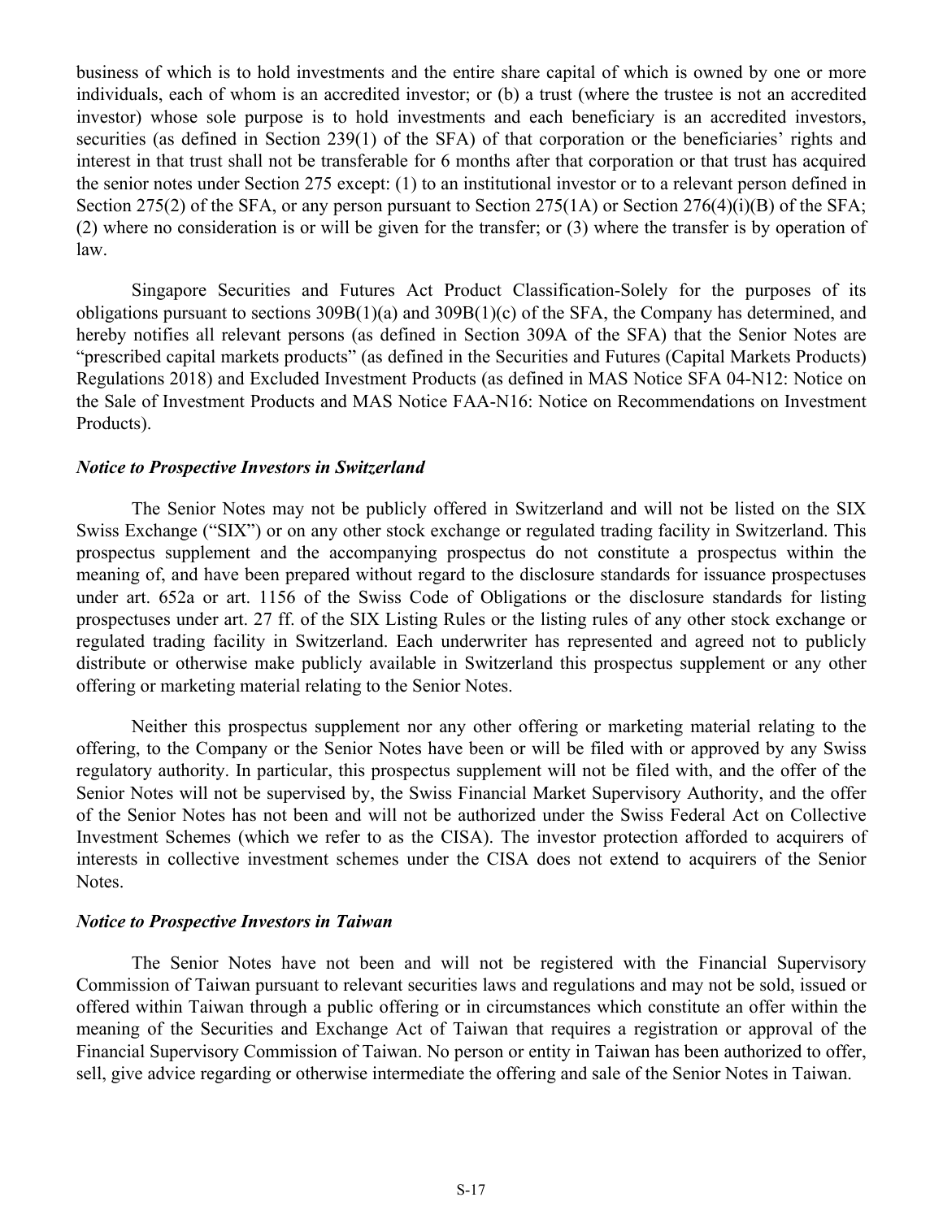business of which is to hold investments and the entire share capital of which is owned by one or more individuals, each of whom is an accredited investor; or (b) a trust (where the trustee is not an accredited investor) whose sole purpose is to hold investments and each beneficiary is an accredited investors, securities (as defined in Section 239(1) of the SFA) of that corporation or the beneficiaries' rights and interest in that trust shall not be transferable for 6 months after that corporation or that trust has acquired the senior notes under Section 275 except: (1) to an institutional investor or to a relevant person defined in Section 275(2) of the SFA, or any person pursuant to Section 275(1A) or Section 276(4)(i)(B) of the SFA; (2) where no consideration is or will be given for the transfer; or (3) where the transfer is by operation of law.

Singapore Securities and Futures Act Product Classification-Solely for the purposes of its obligations pursuant to sections 309B(1)(a) and 309B(1)(c) of the SFA, the Company has determined, and hereby notifies all relevant persons (as defined in Section 309A of the SFA) that the Senior Notes are "prescribed capital markets products" (as defined in the Securities and Futures (Capital Markets Products) Regulations 2018) and Excluded Investment Products (as defined in MAS Notice SFA 04-N12: Notice on the Sale of Investment Products and MAS Notice FAA-N16: Notice on Recommendations on Investment Products).

### *Notice to Prospective Investors in Switzerland*

The Senior Notes may not be publicly offered in Switzerland and will not be listed on the SIX Swiss Exchange ("SIX") or on any other stock exchange or regulated trading facility in Switzerland. This prospectus supplement and the accompanying prospectus do not constitute a prospectus within the meaning of, and have been prepared without regard to the disclosure standards for issuance prospectuses under art. 652a or art. 1156 of the Swiss Code of Obligations or the disclosure standards for listing prospectuses under art. 27 ff. of the SIX Listing Rules or the listing rules of any other stock exchange or regulated trading facility in Switzerland. Each underwriter has represented and agreed not to publicly distribute or otherwise make publicly available in Switzerland this prospectus supplement or any other offering or marketing material relating to the Senior Notes.

Neither this prospectus supplement nor any other offering or marketing material relating to the offering, to the Company or the Senior Notes have been or will be filed with or approved by any Swiss regulatory authority. In particular, this prospectus supplement will not be filed with, and the offer of the Senior Notes will not be supervised by, the Swiss Financial Market Supervisory Authority, and the offer of the Senior Notes has not been and will not be authorized under the Swiss Federal Act on Collective Investment Schemes (which we refer to as the CISA). The investor protection afforded to acquirers of interests in collective investment schemes under the CISA does not extend to acquirers of the Senior Notes.

### *Notice to Prospective Investors in Taiwan*

The Senior Notes have not been and will not be registered with the Financial Supervisory Commission of Taiwan pursuant to relevant securities laws and regulations and may not be sold, issued or offered within Taiwan through a public offering or in circumstances which constitute an offer within the meaning of the Securities and Exchange Act of Taiwan that requires a registration or approval of the Financial Supervisory Commission of Taiwan. No person or entity in Taiwan has been authorized to offer, sell, give advice regarding or otherwise intermediate the offering and sale of the Senior Notes in Taiwan.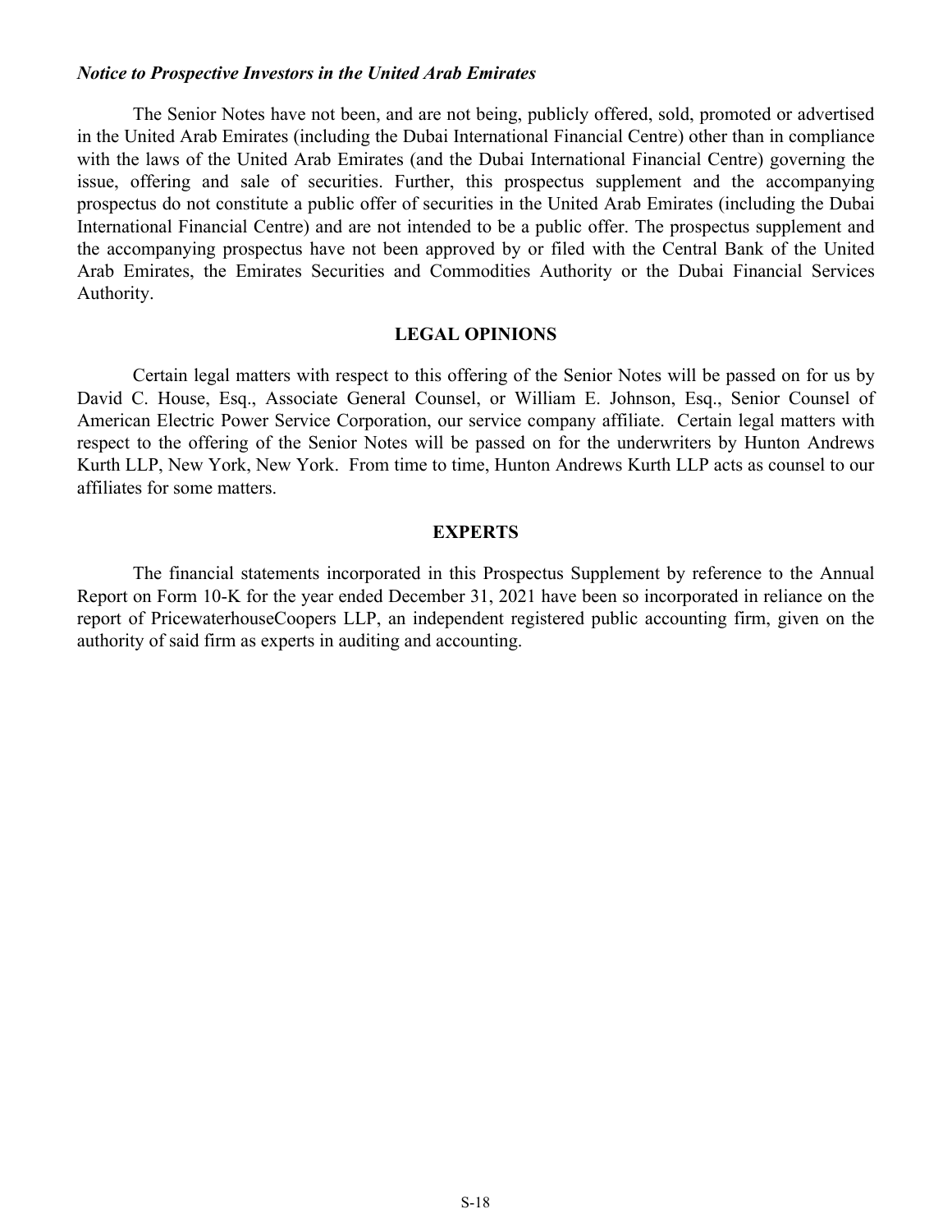***Notice to Prospective Investors in the United Arab Emirates***

The Senior Notes have not been, and are not being, publicly offered, sold, promoted or advertised in the United Arab Emirates (including the Dubai International Financial Centre) other than in compliance with the laws of the United Arab Emirates (and the Dubai International Financial Centre) governing the issue, offering and sale of securities. Further, this prospectus supplement and the accompanying prospectus do not constitute a public offer of securities in the United Arab Emirates (including the Dubai International Financial Centre) and are not intended to be a public offer. The prospectus supplement and the accompanying prospectus have not been approved by or filed with the Central Bank of the United Arab Emirates, the Emirates Securities and Commodities Authority or the Dubai Financial Services Authority.

## LEGAL OPINIONS

Certain legal matters with respect to this offering of the Senior Notes will be passed on for us by David C. House, Esq., Associate General Counsel, or William E. Johnson, Esq., Senior Counsel of American Electric Power Service Corporation, our service company affiliate. Certain legal matters with respect to the offering of the Senior Notes will be passed on for the underwriters by Hunton Andrews Kurth LLP, New York, New York. From time to time, Hunton Andrews Kurth LLP acts as counsel to our affiliates for some matters.

## EXPERTS

The financial statements incorporated in this Prospectus Supplement by reference to the Annual Report on Form 10-K for the year ended December 31, 2021 have been so incorporated in reliance on the report of PricewaterhouseCoopers LLP, an independent registered public accounting firm, given on the authority of said firm as experts in auditing and accounting.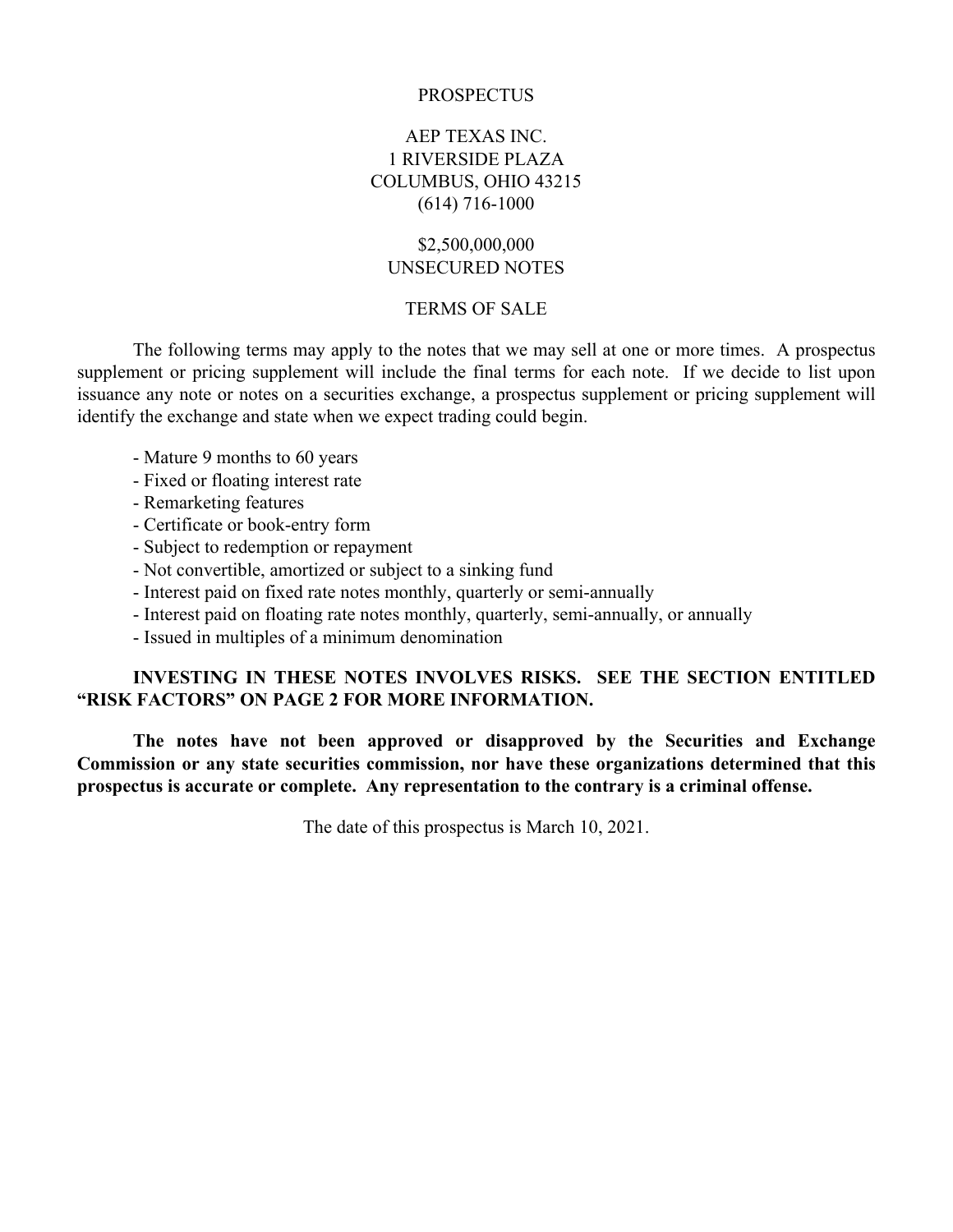# PROSPECTUS

## AEP TEXAS INC.
1 RIVERSIDE PLAZA
COLUMBUS, OHIO 43215
(614) 716-1000

## $2,500,000,000
## UNSECURED NOTES

## TERMS OF SALE

The following terms may apply to the notes that we may sell at one or more times. A prospectus supplement or pricing supplement will include the final terms for each note. If we decide to list upon issuance any note or notes on a securities exchange, a prospectus supplement or pricing supplement will identify the exchange and state when we expect trading could begin.

- Mature 9 months to 60 years
- Fixed or floating interest rate
- Remarketing features
- Certificate or book-entry form
- Subject to redemption or repayment
- Not convertible, amortized or subject to a sinking fund
- Interest paid on fixed rate notes monthly, quarterly or semi-annually
- Interest paid on floating rate notes monthly, quarterly, semi-annually, or annually
- Issued in multiples of a minimum denomination

**INVESTING IN THESE NOTES INVOLVES RISKS. SEE THE SECTION ENTITLED "RISK FACTORS" ON PAGE 2 FOR MORE INFORMATION.**

**The notes have not been approved or disapproved by the Securities and Exchange Commission or any state securities commission, nor have these organizations determined that this prospectus is accurate or complete. Any representation to the contrary is a criminal offense.**

The date of this prospectus is March 10, 2021.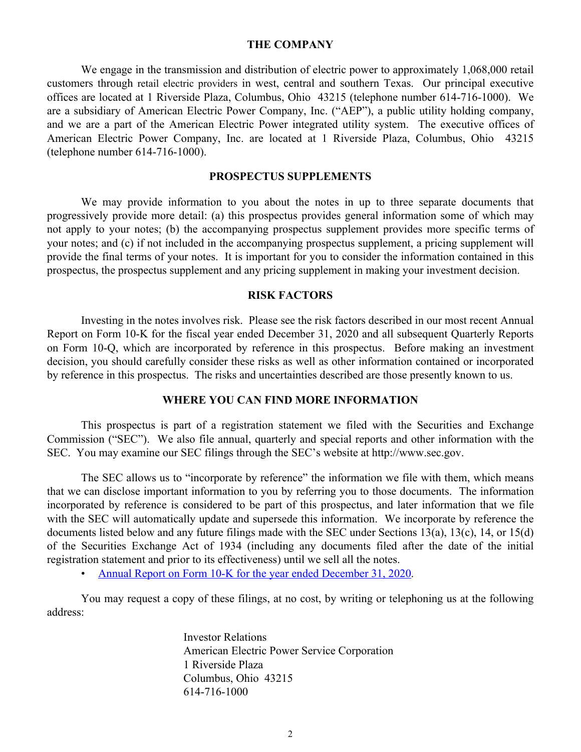## THE COMPANY

We engage in the transmission and distribution of electric power to approximately 1,068,000 retail customers through retail electric providers in west, central and southern Texas. Our principal executive offices are located at 1 Riverside Plaza, Columbus, Ohio 43215 (telephone number 614-716-1000). We are a subsidiary of American Electric Power Company, Inc. ("AEP"), a public utility holding company, and we are a part of the American Electric Power integrated utility system. The executive offices of American Electric Power Company, Inc. are located at 1 Riverside Plaza, Columbus, Ohio 43215 (telephone number 614-716-1000).

## PROSPECTUS SUPPLEMENTS

We may provide information to you about the notes in up to three separate documents that progressively provide more detail: (a) this prospectus provides general information some of which may not apply to your notes; (b) the accompanying prospectus supplement provides more specific terms of your notes; and (c) if not included in the accompanying prospectus supplement, a pricing supplement will provide the final terms of your notes. It is important for you to consider the information contained in this prospectus, the prospectus supplement and any pricing supplement in making your investment decision.

## RISK FACTORS

Investing in the notes involves risk. Please see the risk factors described in our most recent Annual Report on Form 10-K for the fiscal year ended December 31, 2020 and all subsequent Quarterly Reports on Form 10-Q, which are incorporated by reference in this prospectus. Before making an investment decision, you should carefully consider these risks as well as other information contained or incorporated by reference in this prospectus. The risks and uncertainties described are those presently known to us.

## WHERE YOU CAN FIND MORE INFORMATION

This prospectus is part of a registration statement we filed with the Securities and Exchange Commission ("SEC"). We also file annual, quarterly and special reports and other information with the SEC. You may examine our SEC filings through the SEC's website at http://www.sec.gov.

The SEC allows us to "incorporate by reference" the information we file with them, which means that we can disclose important information to you by referring you to those documents. The information incorporated by reference is considered to be part of this prospectus, and later information that we file with the SEC will automatically update and supersede this information. We incorporate by reference the documents listed below and any future filings made with the SEC under Sections 13(a), 13(c), 14, or 15(d) of the Securities Exchange Act of 1934 (including any documents filed after the date of the initial registration statement and prior to its effectiveness) until we sell all the notes.

- Annual Report on Form 10-K for the year ended December 31, 2020.

You may request a copy of these filings, at no cost, by writing or telephoning us at the following address:

Investor Relations
American Electric Power Service Corporation
1 Riverside Plaza
Columbus, Ohio 43215
614-716-1000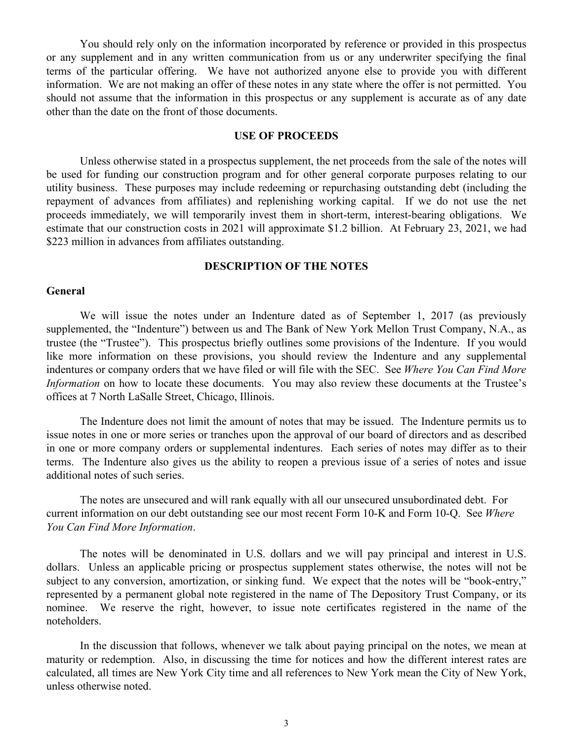You should rely only on the information incorporated by reference or provided in this prospectus or any supplement and in any written communication from us or any underwriter specifying the final terms of the particular offering. We have not authorized anyone else to provide you with different information. We are not making an offer of these notes in any state where the offer is not permitted. You should not assume that the information in this prospectus or any supplement is accurate as of any date other than the date on the front of those documents.

## USE OF PROCEEDS

Unless otherwise stated in a prospectus supplement, the net proceeds from the sale of the notes will be used for funding our construction program and for other general corporate purposes relating to our utility business. These purposes may include redeeming or repurchasing outstanding debt (including the repayment of advances from affiliates) and replenishing working capital. If we do not use the net proceeds immediately, we will temporarily invest them in short-term, interest-bearing obligations. We estimate that our construction costs in 2021 will approximate $1.2 billion. At February 23, 2021, we had $223 million in advances from affiliates outstanding.

## DESCRIPTION OF THE NOTES

### General

We will issue the notes under an Indenture dated as of September 1, 2017 (as previously supplemented, the "Indenture") between us and The Bank of New York Mellon Trust Company, N.A., as trustee (the "Trustee"). This prospectus briefly outlines some provisions of the Indenture. If you would like more information on these provisions, you should review the Indenture and any supplemental indentures or company orders that we have filed or will file with the SEC. See *Where You Can Find More Information* on how to locate these documents. You may also review these documents at the Trustee's offices at 7 North LaSalle Street, Chicago, Illinois.

The Indenture does not limit the amount of notes that may be issued. The Indenture permits us to issue notes in one or more series or tranches upon the approval of our board of directors and as described in one or more company orders or supplemental indentures. Each series of notes may differ as to their terms. The Indenture also gives us the ability to reopen a previous issue of a series of notes and issue additional notes of such series.

The notes are unsecured and will rank equally with all our unsecured unsubordinated debt. For current information on our debt outstanding see our most recent Form 10-K and Form 10-Q. See *Where You Can Find More Information*.

The notes will be denominated in U.S. dollars and we will pay principal and interest in U.S. dollars. Unless an applicable pricing or prospectus supplement states otherwise, the notes will not be subject to any conversion, amortization, or sinking fund. We expect that the notes will be "book-entry," represented by a permanent global note registered in the name of The Depository Trust Company, or its nominee. We reserve the right, however, to issue note certificates registered in the name of the noteholders.

In the discussion that follows, whenever we talk about paying principal on the notes, we mean at maturity or redemption. Also, in discussing the time for notices and how the different interest rates are calculated, all times are New York City time and all references to New York mean the City of New York, unless otherwise noted.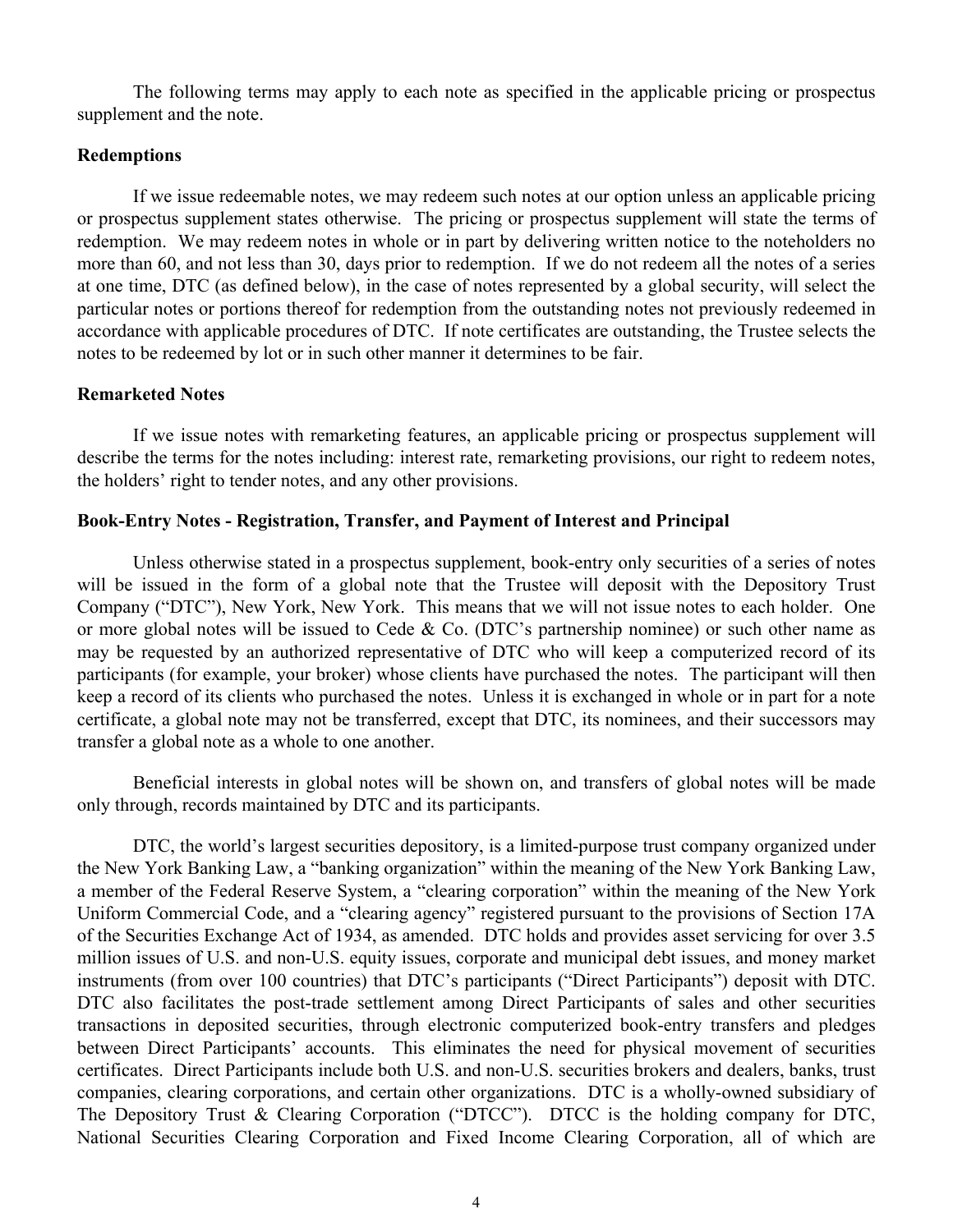The following terms may apply to each note as specified in the applicable pricing or prospectus supplement and the note.

**Redemptions**

If we issue redeemable notes, we may redeem such notes at our option unless an applicable pricing or prospectus supplement states otherwise. The pricing or prospectus supplement will state the terms of redemption. We may redeem notes in whole or in part by delivering written notice to the noteholders no more than 60, and not less than 30, days prior to redemption. If we do not redeem all the notes of a series at one time, DTC (as defined below), in the case of notes represented by a global security, will select the particular notes or portions thereof for redemption from the outstanding notes not previously redeemed in accordance with applicable procedures of DTC. If note certificates are outstanding, the Trustee selects the notes to be redeemed by lot or in such other manner it determines to be fair.

**Remarketed Notes**

If we issue notes with remarketing features, an applicable pricing or prospectus supplement will describe the terms for the notes including: interest rate, remarketing provisions, our right to redeem notes, the holders' right to tender notes, and any other provisions.

**Book-Entry Notes - Registration, Transfer, and Payment of Interest and Principal**

Unless otherwise stated in a prospectus supplement, book-entry only securities of a series of notes will be issued in the form of a global note that the Trustee will deposit with the Depository Trust Company ("DTC"), New York, New York. This means that we will not issue notes to each holder. One or more global notes will be issued to Cede & Co. (DTC's partnership nominee) or such other name as may be requested by an authorized representative of DTC who will keep a computerized record of its participants (for example, your broker) whose clients have purchased the notes. The participant will then keep a record of its clients who purchased the notes. Unless it is exchanged in whole or in part for a note certificate, a global note may not be transferred, except that DTC, its nominees, and their successors may transfer a global note as a whole to one another.

Beneficial interests in global notes will be shown on, and transfers of global notes will be made only through, records maintained by DTC and its participants.

DTC, the world's largest securities depository, is a limited-purpose trust company organized under the New York Banking Law, a "banking organization" within the meaning of the New York Banking Law, a member of the Federal Reserve System, a "clearing corporation" within the meaning of the New York Uniform Commercial Code, and a "clearing agency" registered pursuant to the provisions of Section 17A of the Securities Exchange Act of 1934, as amended. DTC holds and provides asset servicing for over 3.5 million issues of U.S. and non-U.S. equity issues, corporate and municipal debt issues, and money market instruments (from over 100 countries) that DTC's participants ("Direct Participants") deposit with DTC. DTC also facilitates the post-trade settlement among Direct Participants of sales and other securities transactions in deposited securities, through electronic computerized book-entry transfers and pledges between Direct Participants' accounts. This eliminates the need for physical movement of securities certificates. Direct Participants include both U.S. and non-U.S. securities brokers and dealers, banks, trust companies, clearing corporations, and certain other organizations. DTC is a wholly-owned subsidiary of The Depository Trust & Clearing Corporation ("DTCC"). DTCC is the holding company for DTC, National Securities Clearing Corporation and Fixed Income Clearing Corporation, all of which are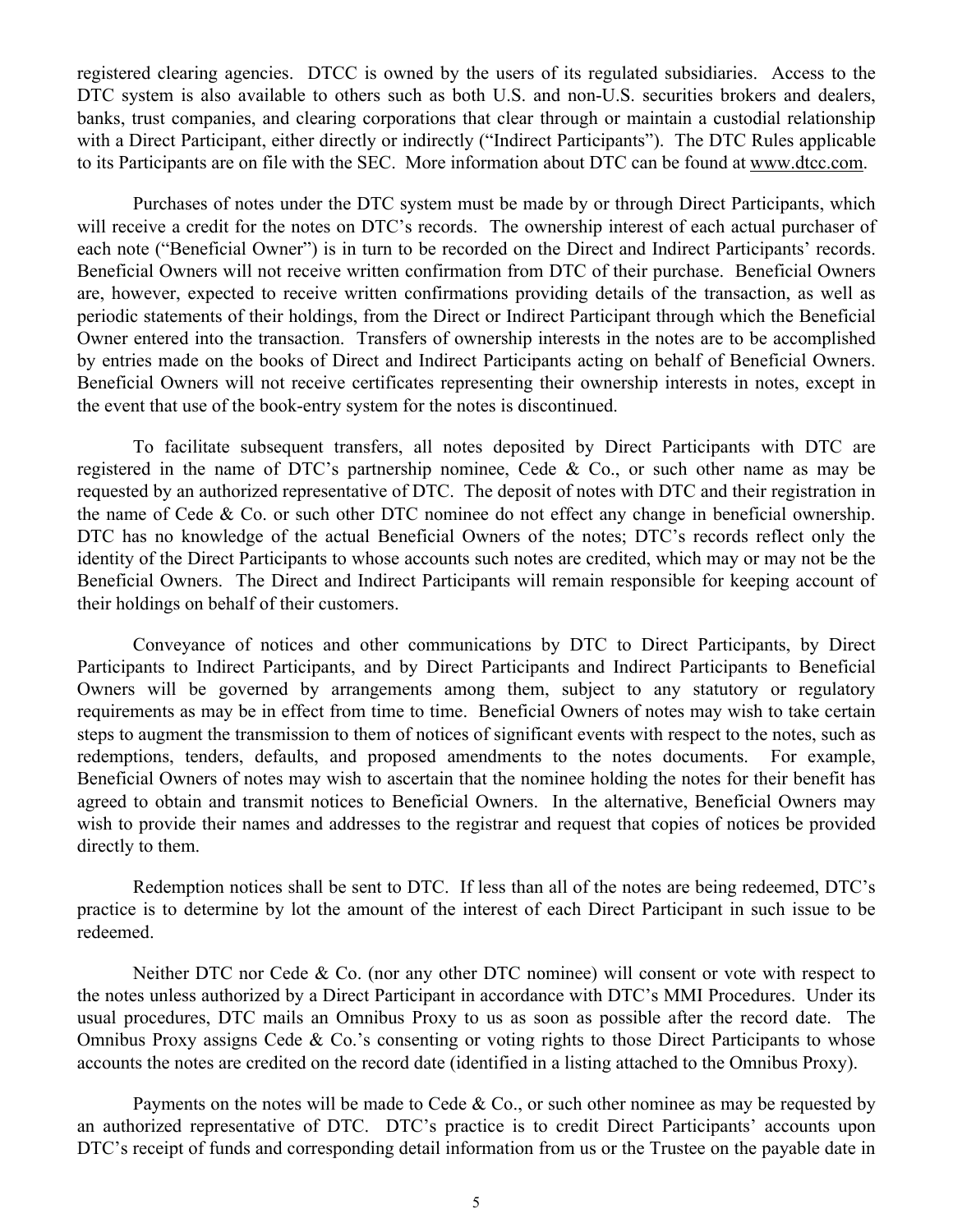registered clearing agencies. DTCC is owned by the users of its regulated subsidiaries. Access to the DTC system is also available to others such as both U.S. and non-U.S. securities brokers and dealers, banks, trust companies, and clearing corporations that clear through or maintain a custodial relationship with a Direct Participant, either directly or indirectly ("Indirect Participants"). The DTC Rules applicable to its Participants are on file with the SEC. More information about DTC can be found at www.dtcc.com.

Purchases of notes under the DTC system must be made by or through Direct Participants, which will receive a credit for the notes on DTC's records. The ownership interest of each actual purchaser of each note ("Beneficial Owner") is in turn to be recorded on the Direct and Indirect Participants' records. Beneficial Owners will not receive written confirmation from DTC of their purchase. Beneficial Owners are, however, expected to receive written confirmations providing details of the transaction, as well as periodic statements of their holdings, from the Direct or Indirect Participant through which the Beneficial Owner entered into the transaction. Transfers of ownership interests in the notes are to be accomplished by entries made on the books of Direct and Indirect Participants acting on behalf of Beneficial Owners. Beneficial Owners will not receive certificates representing their ownership interests in notes, except in the event that use of the book-entry system for the notes is discontinued.

To facilitate subsequent transfers, all notes deposited by Direct Participants with DTC are registered in the name of DTC's partnership nominee, Cede & Co., or such other name as may be requested by an authorized representative of DTC. The deposit of notes with DTC and their registration in the name of Cede & Co. or such other DTC nominee do not effect any change in beneficial ownership. DTC has no knowledge of the actual Beneficial Owners of the notes; DTC's records reflect only the identity of the Direct Participants to whose accounts such notes are credited, which may or may not be the Beneficial Owners. The Direct and Indirect Participants will remain responsible for keeping account of their holdings on behalf of their customers.

Conveyance of notices and other communications by DTC to Direct Participants, by Direct Participants to Indirect Participants, and by Direct Participants and Indirect Participants to Beneficial Owners will be governed by arrangements among them, subject to any statutory or regulatory requirements as may be in effect from time to time. Beneficial Owners of notes may wish to take certain steps to augment the transmission to them of notices of significant events with respect to the notes, such as redemptions, tenders, defaults, and proposed amendments to the notes documents. For example, Beneficial Owners of notes may wish to ascertain that the nominee holding the notes for their benefit has agreed to obtain and transmit notices to Beneficial Owners. In the alternative, Beneficial Owners may wish to provide their names and addresses to the registrar and request that copies of notices be provided directly to them.

Redemption notices shall be sent to DTC. If less than all of the notes are being redeemed, DTC's practice is to determine by lot the amount of the interest of each Direct Participant in such issue to be redeemed.

Neither DTC nor Cede & Co. (nor any other DTC nominee) will consent or vote with respect to the notes unless authorized by a Direct Participant in accordance with DTC's MMI Procedures. Under its usual procedures, DTC mails an Omnibus Proxy to us as soon as possible after the record date. The Omnibus Proxy assigns Cede & Co.'s consenting or voting rights to those Direct Participants to whose accounts the notes are credited on the record date (identified in a listing attached to the Omnibus Proxy).

Payments on the notes will be made to Cede & Co., or such other nominee as may be requested by an authorized representative of DTC. DTC's practice is to credit Direct Participants' accounts upon DTC's receipt of funds and corresponding detail information from us or the Trustee on the payable date in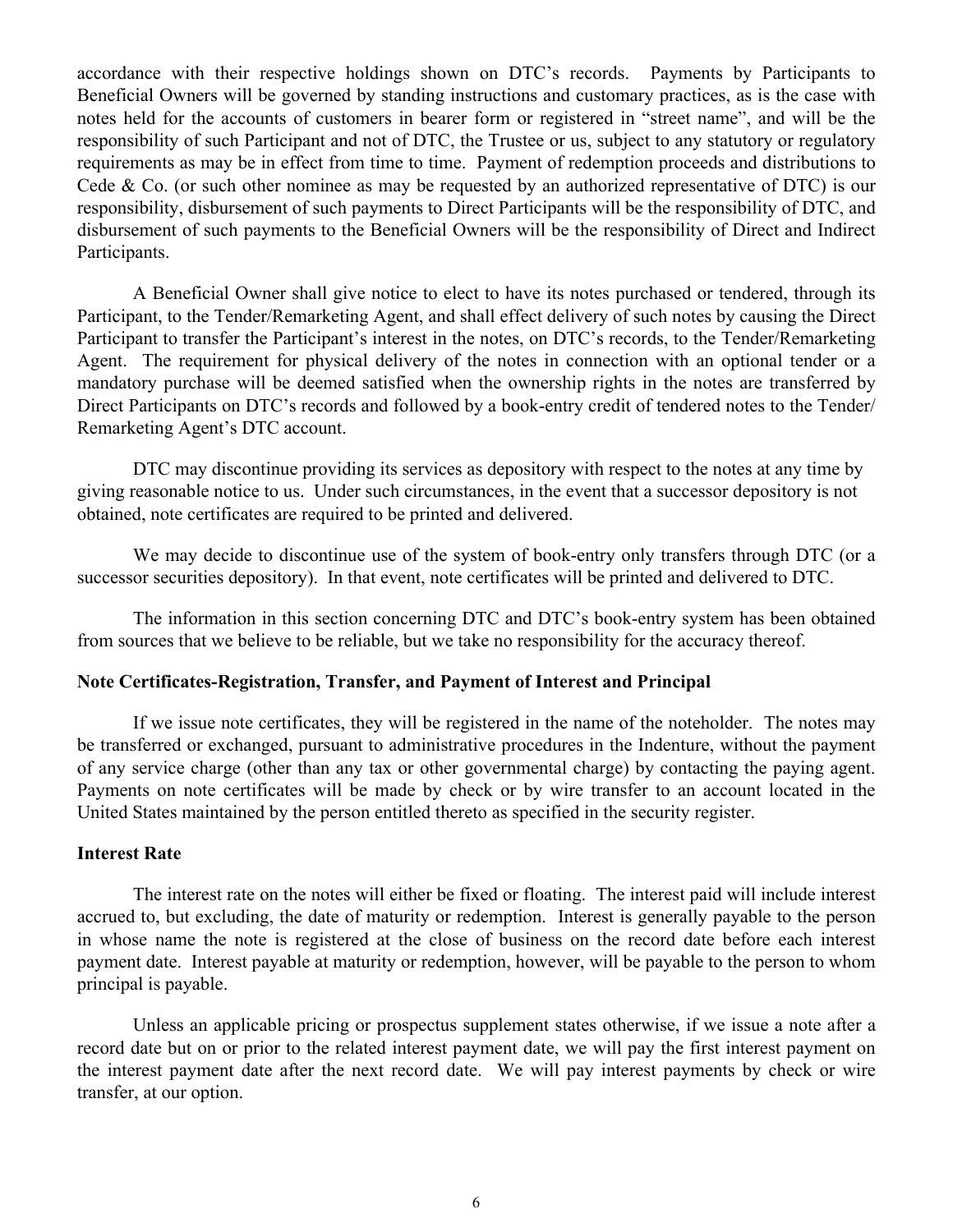accordance with their respective holdings shown on DTC's records. Payments by Participants to Beneficial Owners will be governed by standing instructions and customary practices, as is the case with notes held for the accounts of customers in bearer form or registered in "street name", and will be the responsibility of such Participant and not of DTC, the Trustee or us, subject to any statutory or regulatory requirements as may be in effect from time to time. Payment of redemption proceeds and distributions to Cede & Co. (or such other nominee as may be requested by an authorized representative of DTC) is our responsibility, disbursement of such payments to Direct Participants will be the responsibility of DTC, and disbursement of such payments to the Beneficial Owners will be the responsibility of Direct and Indirect Participants.

A Beneficial Owner shall give notice to elect to have its notes purchased or tendered, through its Participant, to the Tender/Remarketing Agent, and shall effect delivery of such notes by causing the Direct Participant to transfer the Participant's interest in the notes, on DTC's records, to the Tender/Remarketing Agent. The requirement for physical delivery of the notes in connection with an optional tender or a mandatory purchase will be deemed satisfied when the ownership rights in the notes are transferred by Direct Participants on DTC's records and followed by a book-entry credit of tendered notes to the Tender/ Remarketing Agent's DTC account.

DTC may discontinue providing its services as depository with respect to the notes at any time by giving reasonable notice to us. Under such circumstances, in the event that a successor depository is not obtained, note certificates are required to be printed and delivered.

We may decide to discontinue use of the system of book-entry only transfers through DTC (or a successor securities depository). In that event, note certificates will be printed and delivered to DTC.

The information in this section concerning DTC and DTC's book-entry system has been obtained from sources that we believe to be reliable, but we take no responsibility for the accuracy thereof.

**Note Certificates-Registration, Transfer, and Payment of Interest and Principal**

If we issue note certificates, they will be registered in the name of the noteholder. The notes may be transferred or exchanged, pursuant to administrative procedures in the Indenture, without the payment of any service charge (other than any tax or other governmental charge) by contacting the paying agent. Payments on note certificates will be made by check or by wire transfer to an account located in the United States maintained by the person entitled thereto as specified in the security register.

**Interest Rate**

The interest rate on the notes will either be fixed or floating. The interest paid will include interest accrued to, but excluding, the date of maturity or redemption. Interest is generally payable to the person in whose name the note is registered at the close of business on the record date before each interest payment date. Interest payable at maturity or redemption, however, will be payable to the person to whom principal is payable.

Unless an applicable pricing or prospectus supplement states otherwise, if we issue a note after a record date but on or prior to the related interest payment date, we will pay the first interest payment on the interest payment date after the next record date. We will pay interest payments by check or wire transfer, at our option.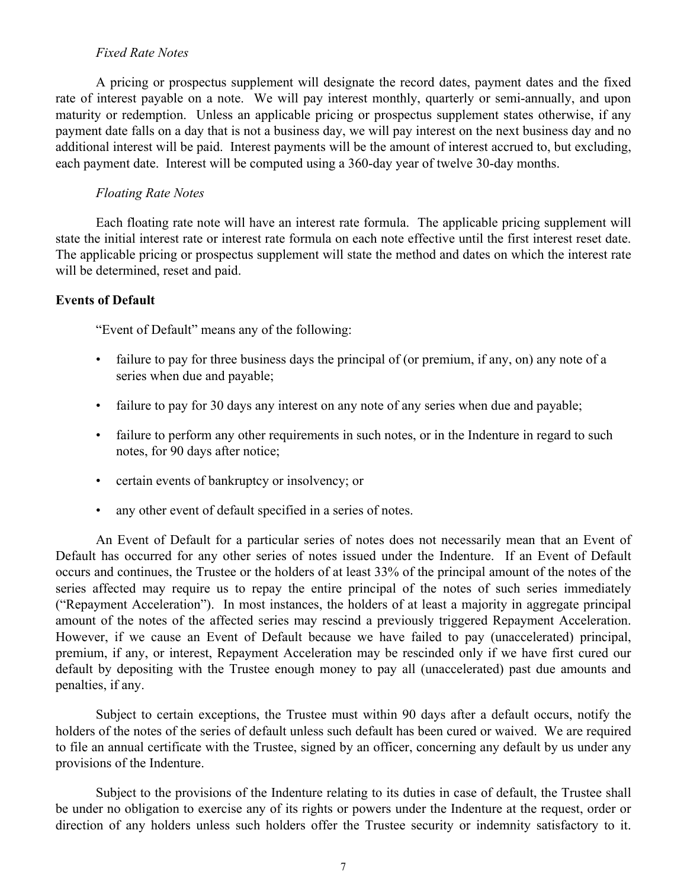*Fixed Rate Notes*

A pricing or prospectus supplement will designate the record dates, payment dates and the fixed rate of interest payable on a note. We will pay interest monthly, quarterly or semi-annually, and upon maturity or redemption. Unless an applicable pricing or prospectus supplement states otherwise, if any payment date falls on a day that is not a business day, we will pay interest on the next business day and no additional interest will be paid. Interest payments will be the amount of interest accrued to, but excluding, each payment date. Interest will be computed using a 360-day year of twelve 30-day months.

*Floating Rate Notes*

Each floating rate note will have an interest rate formula. The applicable pricing supplement will state the initial interest rate or interest rate formula on each note effective until the first interest reset date. The applicable pricing or prospectus supplement will state the method and dates on which the interest rate will be determined, reset and paid.

**Events of Default**

"Event of Default" means any of the following:

- failure to pay for three business days the principal of (or premium, if any, on) any note of a series when due and payable;
- failure to pay for 30 days any interest on any note of any series when due and payable;
- failure to perform any other requirements in such notes, or in the Indenture in regard to such notes, for 90 days after notice;
- certain events of bankruptcy or insolvency; or
- any other event of default specified in a series of notes.

An Event of Default for a particular series of notes does not necessarily mean that an Event of Default has occurred for any other series of notes issued under the Indenture. If an Event of Default occurs and continues, the Trustee or the holders of at least 33% of the principal amount of the notes of the series affected may require us to repay the entire principal of the notes of such series immediately ("Repayment Acceleration"). In most instances, the holders of at least a majority in aggregate principal amount of the notes of the affected series may rescind a previously triggered Repayment Acceleration. However, if we cause an Event of Default because we have failed to pay (unaccelerated) principal, premium, if any, or interest, Repayment Acceleration may be rescinded only if we have first cured our default by depositing with the Trustee enough money to pay all (unaccelerated) past due amounts and penalties, if any.

Subject to certain exceptions, the Trustee must within 90 days after a default occurs, notify the holders of the notes of the series of default unless such default has been cured or waived. We are required to file an annual certificate with the Trustee, signed by an officer, concerning any default by us under any provisions of the Indenture.

Subject to the provisions of the Indenture relating to its duties in case of default, the Trustee shall be under no obligation to exercise any of its rights or powers under the Indenture at the request, order or direction of any holders unless such holders offer the Trustee security or indemnity satisfactory to it.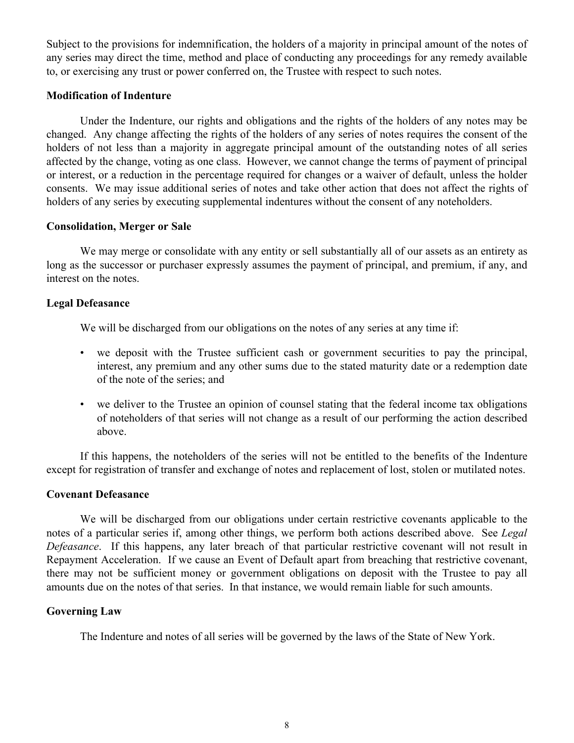Subject to the provisions for indemnification, the holders of a majority in principal amount of the notes of any series may direct the time, method and place of conducting any proceedings for any remedy available to, or exercising any trust or power conferred on, the Trustee with respect to such notes.

**Modification of Indenture**

Under the Indenture, our rights and obligations and the rights of the holders of any notes may be changed. Any change affecting the rights of the holders of any series of notes requires the consent of the holders of not less than a majority in aggregate principal amount of the outstanding notes of all series affected by the change, voting as one class. However, we cannot change the terms of payment of principal or interest, or a reduction in the percentage required for changes or a waiver of default, unless the holder consents. We may issue additional series of notes and take other action that does not affect the rights of holders of any series by executing supplemental indentures without the consent of any noteholders.

**Consolidation, Merger or Sale**

We may merge or consolidate with any entity or sell substantially all of our assets as an entirety as long as the successor or purchaser expressly assumes the payment of principal, and premium, if any, and interest on the notes.

**Legal Defeasance**

We will be discharged from our obligations on the notes of any series at any time if:

- we deposit with the Trustee sufficient cash or government securities to pay the principal, interest, any premium and any other sums due to the stated maturity date or a redemption date of the note of the series; and
- we deliver to the Trustee an opinion of counsel stating that the federal income tax obligations of noteholders of that series will not change as a result of our performing the action described above.

If this happens, the noteholders of the series will not be entitled to the benefits of the Indenture except for registration of transfer and exchange of notes and replacement of lost, stolen or mutilated notes.

**Covenant Defeasance**

We will be discharged from our obligations under certain restrictive covenants applicable to the notes of a particular series if, among other things, we perform both actions described above. See *Legal Defeasance*. If this happens, any later breach of that particular restrictive covenant will not result in Repayment Acceleration. If we cause an Event of Default apart from breaching that restrictive covenant, there may not be sufficient money or government obligations on deposit with the Trustee to pay all amounts due on the notes of that series. In that instance, we would remain liable for such amounts.

**Governing Law**

The Indenture and notes of all series will be governed by the laws of the State of New York.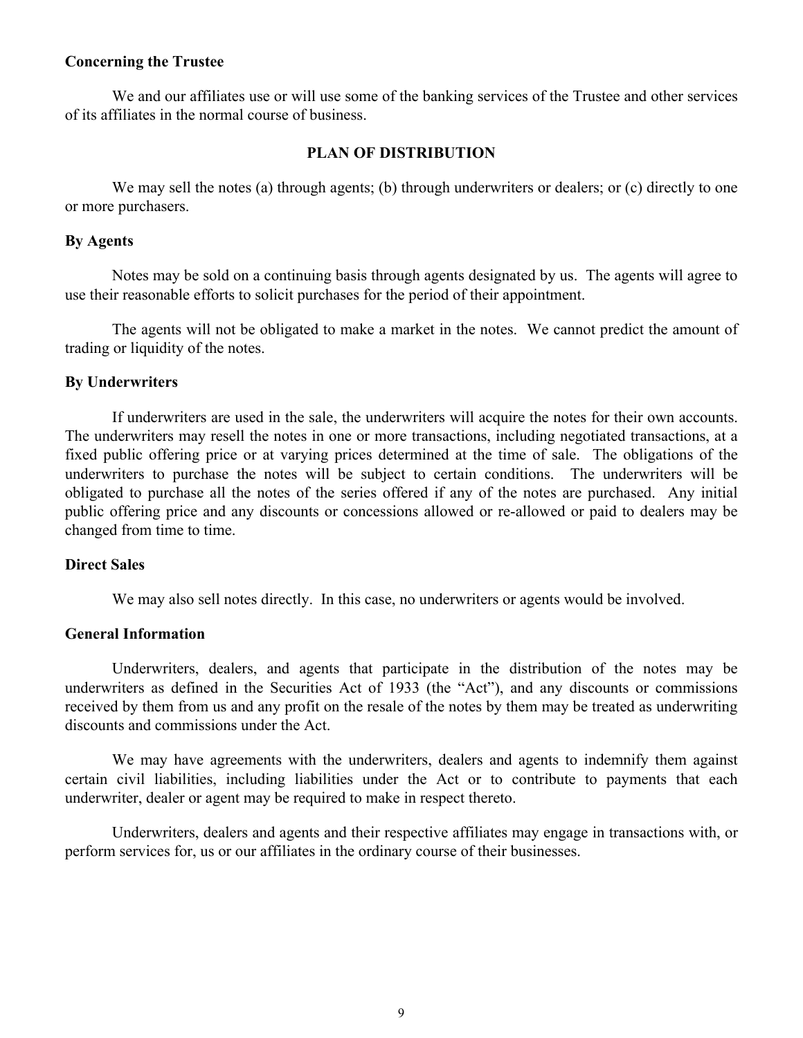**Concerning the Trustee**

We and our affiliates use or will use some of the banking services of the Trustee and other services of its affiliates in the normal course of business.

## PLAN OF DISTRIBUTION

We may sell the notes (a) through agents; (b) through underwriters or dealers; or (c) directly to one or more purchasers.

**By Agents**

Notes may be sold on a continuing basis through agents designated by us. The agents will agree to use their reasonable efforts to solicit purchases for the period of their appointment.

The agents will not be obligated to make a market in the notes. We cannot predict the amount of trading or liquidity of the notes.

**By Underwriters**

If underwriters are used in the sale, the underwriters will acquire the notes for their own accounts. The underwriters may resell the notes in one or more transactions, including negotiated transactions, at a fixed public offering price or at varying prices determined at the time of sale. The obligations of the underwriters to purchase the notes will be subject to certain conditions. The underwriters will be obligated to purchase all the notes of the series offered if any of the notes are purchased. Any initial public offering price and any discounts or concessions allowed or re-allowed or paid to dealers may be changed from time to time.

**Direct Sales**

We may also sell notes directly. In this case, no underwriters or agents would be involved.

**General Information**

Underwriters, dealers, and agents that participate in the distribution of the notes may be underwriters as defined in the Securities Act of 1933 (the "Act"), and any discounts or commissions received by them from us and any profit on the resale of the notes by them may be treated as underwriting discounts and commissions under the Act.

We may have agreements with the underwriters, dealers and agents to indemnify them against certain civil liabilities, including liabilities under the Act or to contribute to payments that each underwriter, dealer or agent may be required to make in respect thereto.

Underwriters, dealers and agents and their respective affiliates may engage in transactions with, or perform services for, us or our affiliates in the ordinary course of their businesses.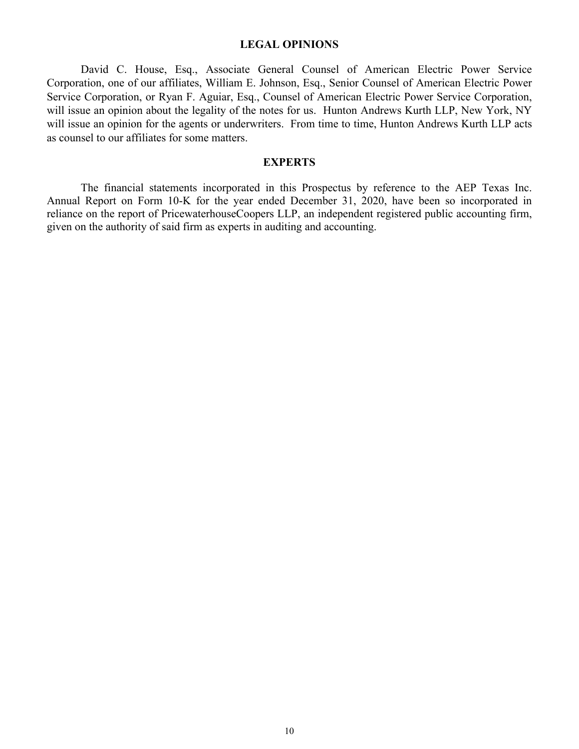## LEGAL OPINIONS

David C. House, Esq., Associate General Counsel of American Electric Power Service Corporation, one of our affiliates, William E. Johnson, Esq., Senior Counsel of American Electric Power Service Corporation, or Ryan F. Aguiar, Esq., Counsel of American Electric Power Service Corporation, will issue an opinion about the legality of the notes for us. Hunton Andrews Kurth LLP, New York, NY will issue an opinion for the agents or underwriters. From time to time, Hunton Andrews Kurth LLP acts as counsel to our affiliates for some matters.

## EXPERTS

The financial statements incorporated in this Prospectus by reference to the AEP Texas Inc. Annual Report on Form 10-K for the year ended December 31, 2020, have been so incorporated in reliance on the report of PricewaterhouseCoopers LLP, an independent registered public accounting firm, given on the authority of said firm as experts in auditing and accounting.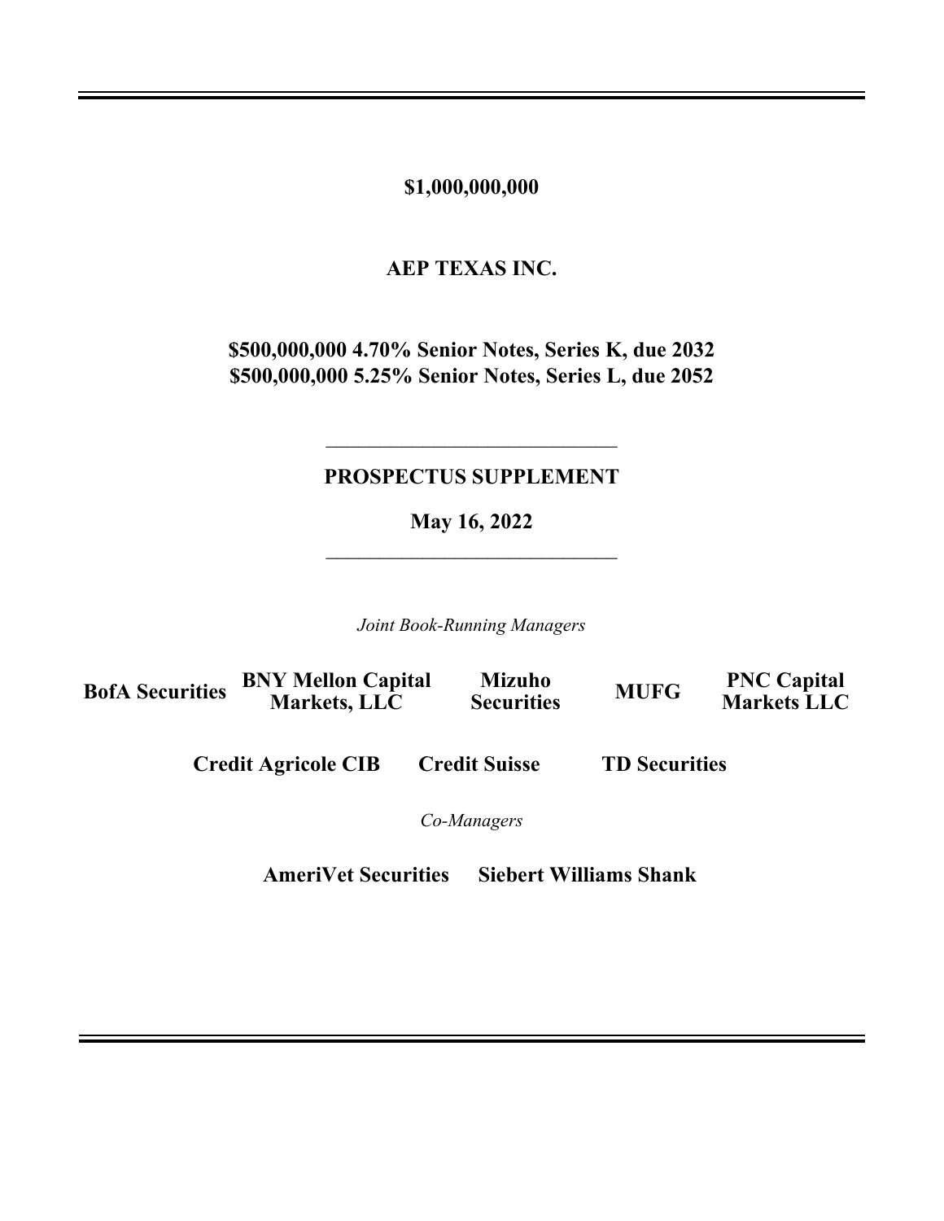**$1,000,000,000**

**AEP TEXAS INC.**

**$500,000,000 4.70% Senior Notes, Series K, due 2032**
**$500,000,000 5.25% Senior Notes, Series L, due 2052**

---

**PROSPECTUS SUPPLEMENT**

**May 16, 2022**

---

*Joint Book-Running Managers*

**BofA Securities** **BNY Mellon Capital Markets, LLC** **Mizuho Securities** **MUFG** **PNC Capital Markets LLC**

**Credit Agricole CIB** **Credit Suisse** **TD Securities**

*Co-Managers*

**AmeriVet Securities** **Siebert Williams Shank**